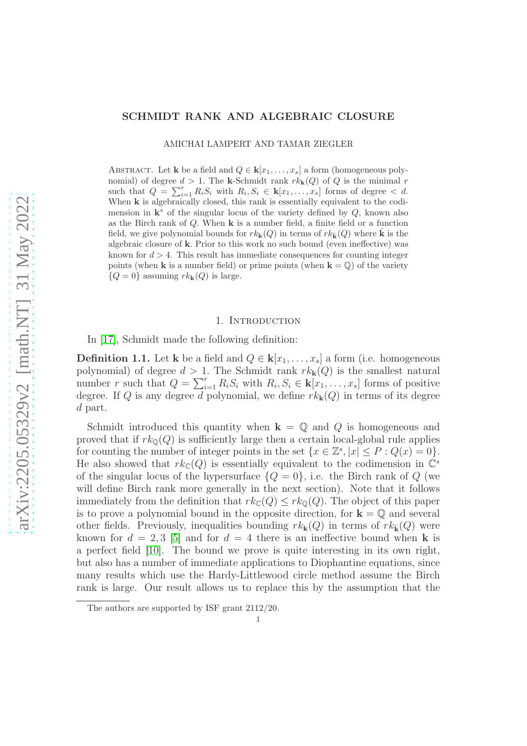# SCHMIDT RANK AND ALGEBRAIC CLOSURE

AMICHAI LAMPERT AND TAMAR ZIEGLER

Abstract. Let $\mathbf{k}$ be a field and $Q \in \mathbf{k}[x_1, \ldots, x_s]$ a form (homogeneous polynomial) of degree $d > 1$. The $\mathbf{k}$-Schmidt rank $rk_{\mathbf{k}}(Q)$ of $Q$ is the minimal $r$ such that $Q = \sum_{i=1}^{r} R_i S_i$ with $R_i, S_i \in \mathbf{k}[x_1, \ldots, x_s]$ forms of degree $< d$. When $\mathbf{k}$ is algebraically closed, this rank is essentially equivalent to the codimension in $\mathbf{k}^s$ of the singular locus of the variety defined by $Q$, known also as the Birch rank of $Q$. When $\mathbf{k}$ is a number field, a finite field or a function field, we give polynomial bounds for $rk_{\mathbf{k}}(Q)$ in terms of $rk_{\bar{\mathbf{k}}}(Q)$ where $\bar{\mathbf{k}}$ is the algebraic closure of $\mathbf{k}$. Prior to this work no such bound (even ineffective) was known for $d > 4$. This result has immediate consequences for counting integer points (when $\mathbf{k}$ is a number field) or prime points (when $\mathbf{k} = \mathbb{Q}$) of the variety $\{Q = 0\}$ assuming $rk_{\mathbf{k}}(Q)$ is large.

## 1. Introduction

In [17], Schmidt made the following definition:

**Definition 1.1.** Let $\mathbf{k}$ be a field and $Q \in \mathbf{k}[x_1, \ldots, x_s]$ a form (i.e. homogeneous polynomial) of degree $d > 1$. The Schmidt rank $rk_{\mathbf{k}}(Q)$ is the smallest natural number $r$ such that $Q = \sum_{i=1}^{r} R_i S_i$ with $R_i, S_i \in \mathbf{k}[x_1, \ldots, x_s]$ forms of positive degree. If $Q$ is any degree $d$ polynomial, we define $rk_{\mathbf{k}}(Q)$ in terms of its degree $d$ part.

Schmidt introduced this quantity when $\mathbf{k} = \mathbb{Q}$ and $Q$ is homogeneous and proved that if $rk_{\mathbb{Q}}(Q)$ is sufficiently large then a certain local-global rule applies for counting the number of integer points in the set $\{x \in \mathbb{Z}^s, |x| \leq P : Q(x) = 0\}$. He also showed that $rk_{\mathbb{C}}(Q)$ is essentially equivalent to the codimension in $\mathbb{C}^s$ of the singular locus of the hypersurface $\{Q = 0\}$, i.e. the Birch rank of $Q$ (we will define Birch rank more generally in the next section). Note that it follows immediately from the definition that $rk_{\mathbb{C}}(Q) \leq rk_{\mathbb{Q}}(Q)$. The object of this paper is to prove a polynomial bound in the opposite direction, for $\mathbf{k} = \mathbb{Q}$ and several other fields. Previously, inequalities bounding $rk_{\mathbf{k}}(Q)$ in terms of $rk_{\bar{\mathbf{k}}}(Q)$ were known for $d = 2, 3$ [5] and for $d = 4$ there is an ineffective bound when $\mathbf{k}$ is a perfect field [10]. The bound we prove is quite interesting in its own right, but also has a number of immediate applications to Diophantine equations, since many results which use the Hardy-Littlewood circle method assume the Birch rank is large. Our result allows us to replace this by the assumption that the

The authors are supported by ISF grant 2112/20.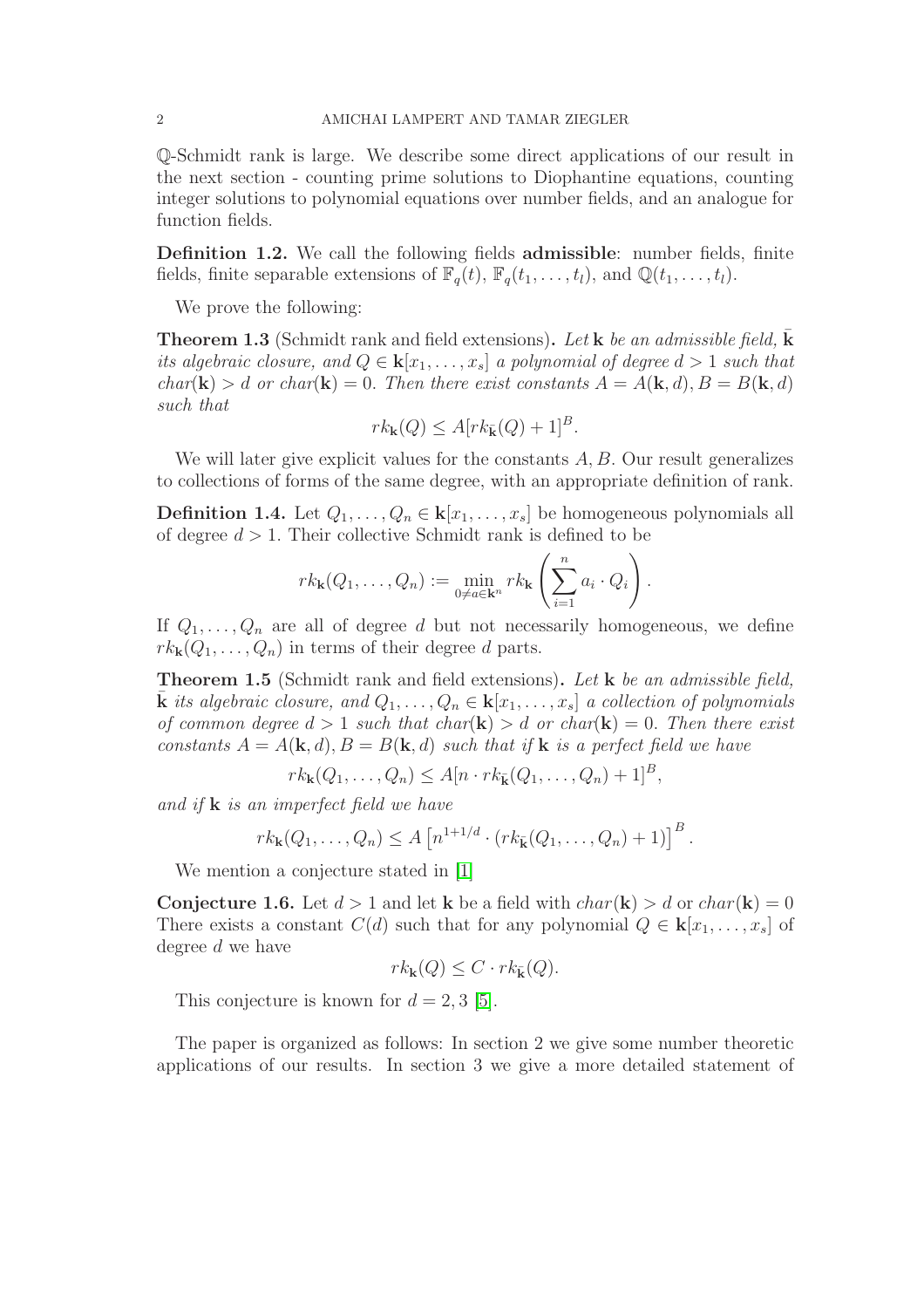$\mathbb{Q}$-Schmidt rank is large. We describe some direct applications of our result in the next section - counting prime solutions to Diophantine equations, counting integer solutions to polynomial equations over number fields, and an analogue for function fields.

**Definition 1.2.** We call the following fields **admissible**: number fields, finite fields, finite separable extensions of $\mathbb{F}_q(t)$, $\mathbb{F}_q(t_1, \dots, t_l)$, and $\mathbb{Q}(t_1, \dots, t_l)$.

We prove the following:

**Theorem 1.3** (Schmidt rank and field extensions)**.** *Let $\mathbf{k}$ be an admissible field, $\bar{\mathbf{k}}$ its algebraic closure, and $Q \in \mathbf{k}[x_1, \dots, x_s]$ a polynomial of degree $d > 1$ such that $char(\mathbf{k}) > d$ or $char(\mathbf{k}) = 0$. Then there exist constants $A = A(\mathbf{k}, d), B = B(\mathbf{k}, d)$ such that*

$$rk_{\mathbf{k}}(Q) \leq A[rk_{\bar{\mathbf{k}}}(Q) + 1]^B.$$

We will later give explicit values for the constants $A, B$. Our result generalizes to collections of forms of the same degree, with an appropriate definition of rank.

**Definition 1.4.** Let $Q_1, \dots, Q_n \in \mathbf{k}[x_1, \dots, x_s]$ be homogeneous polynomials all of degree $d > 1$. Their collective Schmidt rank is defined to be

$$rk_{\mathbf{k}}(Q_1, \dots, Q_n) := \min_{0 \neq a \in \mathbf{k}^n} rk_{\mathbf{k}} \left( \sum_{i=1}^{n} a_i \cdot Q_i \right).$$

If $Q_1, \dots, Q_n$ are all of degree $d$ but not necessarily homogeneous, we define $rk_{\mathbf{k}}(Q_1, \dots, Q_n)$ in terms of their degree $d$ parts.

**Theorem 1.5** (Schmidt rank and field extensions)**.** *Let $\mathbf{k}$ be an admissible field, $\bar{\mathbf{k}}$ its algebraic closure, and $Q_1, \dots, Q_n \in \mathbf{k}[x_1, \dots, x_s]$ a collection of polynomials of common degree $d > 1$ such that $char(\mathbf{k}) > d$ or $char(\mathbf{k}) = 0$. Then there exist constants $A = A(\mathbf{k}, d), B = B(\mathbf{k}, d)$ such that if $\mathbf{k}$ is a perfect field we have*

$$rk_{\mathbf{k}}(Q_1, \dots, Q_n) \leq A[n \cdot rk_{\bar{\mathbf{k}}}(Q_1, \dots, Q_n) + 1]^B,$$

*and if $\mathbf{k}$ is an imperfect field we have*

$$rk_{\mathbf{k}}(Q_1, \dots, Q_n) \leq A \left[ n^{1+1/d} \cdot (rk_{\bar{\mathbf{k}}}(Q_1, \dots, Q_n) + 1) \right]^B.$$

We mention a conjecture stated in [1]

**Conjecture 1.6.** Let $d > 1$ and let $\mathbf{k}$ be a field with $char(\mathbf{k}) > d$ or $char(\mathbf{k}) = 0$ There exists a constant $C(d)$ such that for any polynomial $Q \in \mathbf{k}[x_1, \dots, x_s]$ of degree $d$ we have

$$rk_{\mathbf{k}}(Q) \leq C \cdot rk_{\bar{\mathbf{k}}}(Q).$$

This conjecture is known for $d = 2, 3$ [5].

The paper is organized as follows: In section 2 we give some number theoretic applications of our results. In section 3 we give a more detailed statement of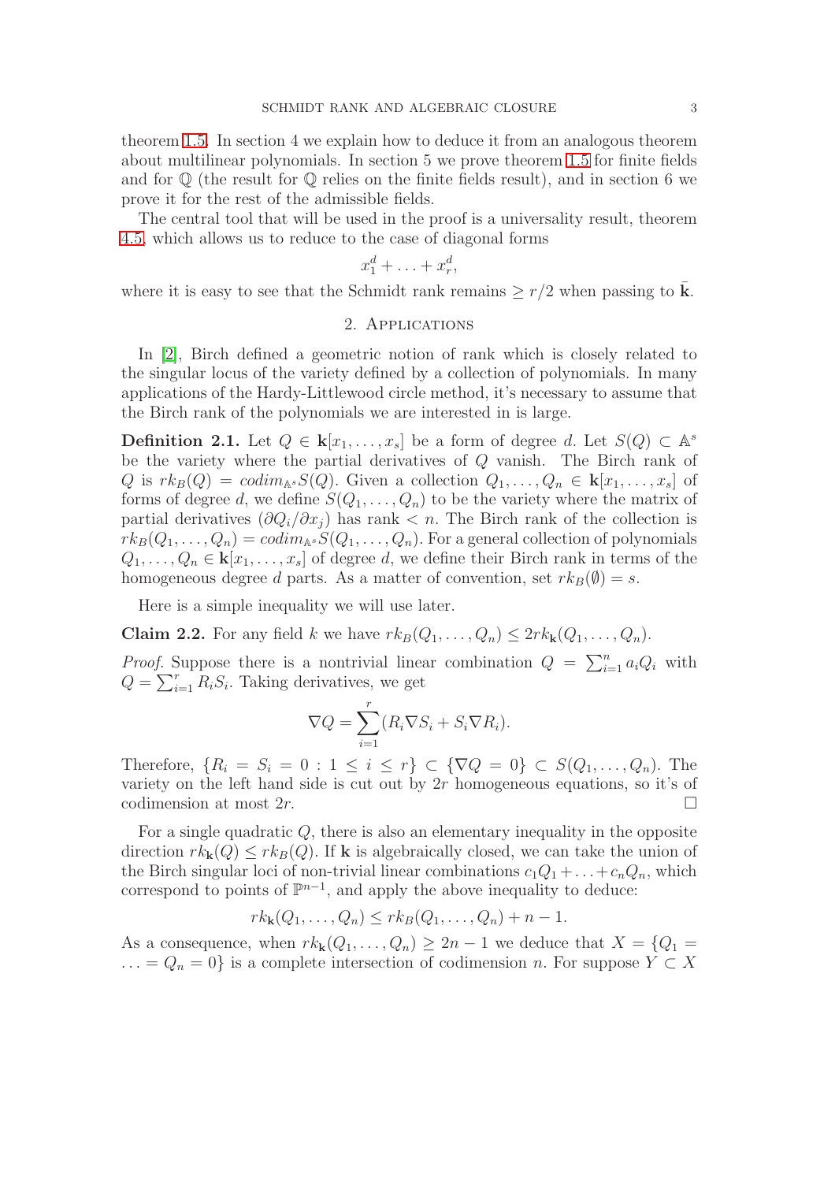theorem 1.5. In section 4 we explain how to deduce it from an analogous theorem about multilinear polynomials. In section 5 we prove theorem 1.5 for finite fields and for $\mathbb{Q}$ (the result for $\mathbb{Q}$ relies on the finite fields result), and in section 6 we prove it for the rest of the admissible fields.

The central tool that will be used in the proof is a universality result, theorem 4.5, which allows us to reduce to the case of diagonal forms

$$x_1^d + \ldots + x_r^d,$$

where it is easy to see that the Schmidt rank remains $\geq r/2$ when passing to $\bar{\mathbf{k}}$.

## 2. Applications

In [2], Birch defined a geometric notion of rank which is closely related to the singular locus of the variety defined by a collection of polynomials. In many applications of the Hardy-Littlewood circle method, it's necessary to assume that the Birch rank of the polynomials we are interested in is large.

**Definition 2.1.** Let $Q \in \mathbf{k}[x_1, \ldots, x_s]$ be a form of degree $d$. Let $S(Q) \subset \mathbb{A}^s$ be the variety where the partial derivatives of $Q$ vanish. The Birch rank of $Q$ is $rk_B(Q) = codim_{\mathbb{A}^s} S(Q)$. Given a collection $Q_1, \ldots, Q_n \in \mathbf{k}[x_1, \ldots, x_s]$ of forms of degree $d$, we define $S(Q_1, \ldots, Q_n)$ to be the variety where the matrix of partial derivatives $(\partial Q_i / \partial x_j)$ has rank $< n$. The Birch rank of the collection is $rk_B(Q_1, \ldots, Q_n) = codim_{\mathbb{A}^s} S(Q_1, \ldots, Q_n)$. For a general collection of polynomials $Q_1, \ldots, Q_n \in \mathbf{k}[x_1, \ldots, x_s]$ of degree $d$, we define their Birch rank in terms of the homogeneous degree $d$ parts. As a matter of convention, set $rk_B(\emptyset) = s$.

Here is a simple inequality we will use later.

**Claim 2.2.** For any field $k$ we have $rk_B(Q_1, \ldots, Q_n) \leq 2rk_{\mathbf{k}}(Q_1, \ldots, Q_n)$.

*Proof.* Suppose there is a nontrivial linear combination $Q = \sum_{i=1}^n a_i Q_i$ with $Q = \sum_{i=1}^r R_i S_i$. Taking derivatives, we get

$$\nabla Q = \sum_{i=1}^r (R_i \nabla S_i + S_i \nabla R_i).$$

Therefore, $\{R_i = S_i = 0 : 1 \leq i \leq r\} \subset \{\nabla Q = 0\} \subset S(Q_1, \ldots, Q_n)$. The variety on the left hand side is cut out by $2r$ homogeneous equations, so it's of codimension at most $2r$. $\square$

For a single quadratic $Q$, there is also an elementary inequality in the opposite direction $rk_{\mathbf{k}}(Q) \leq rk_B(Q)$. If $\mathbf{k}$ is algebraically closed, we can take the union of the Birch singular loci of non-trivial linear combinations $c_1 Q_1 + \ldots + c_n Q_n$, which correspond to points of $\mathbb{P}^{n-1}$, and apply the above inequality to deduce:

$$rk_{\mathbf{k}}(Q_1, \ldots, Q_n) \leq rk_B(Q_1, \ldots, Q_n) + n - 1.$$

As a consequence, when $rk_{\mathbf{k}}(Q_1, \ldots, Q_n) \geq 2n - 1$ we deduce that $X = \{Q_1 = \ldots = Q_n = 0\}$ is a complete intersection of codimension $n$. For suppose $Y \subset X$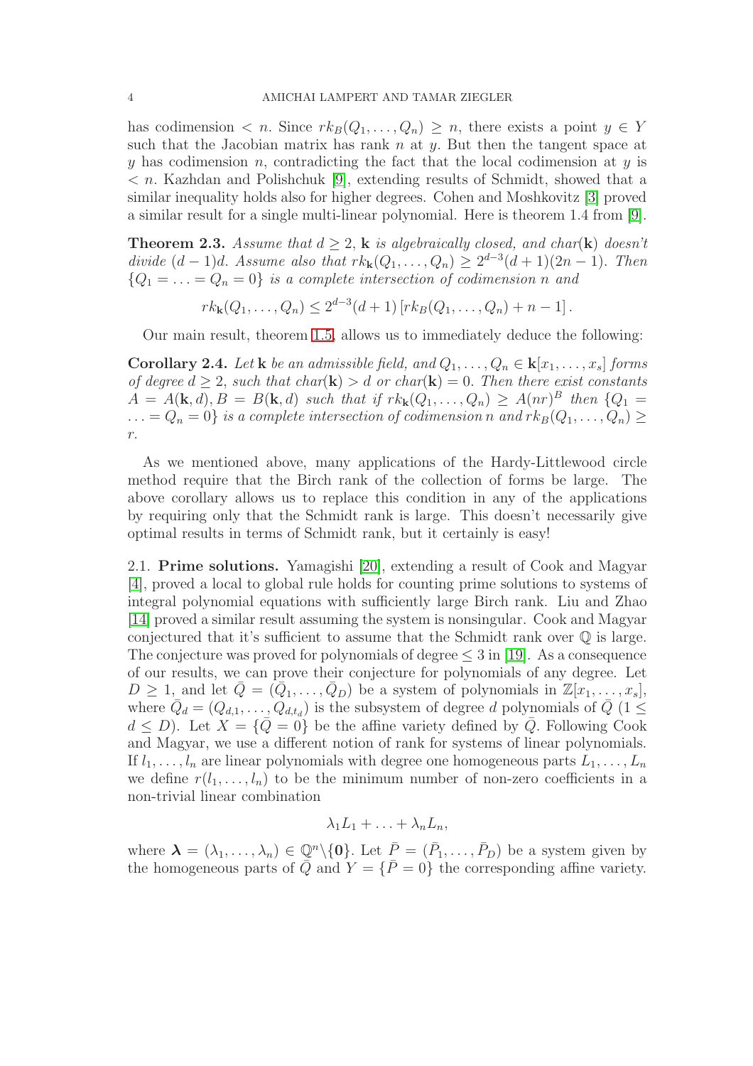has codimension $< n$. Since $rk_B(Q_1, \ldots, Q_n) \geq n$, there exists a point $y \in Y$ such that the Jacobian matrix has rank $n$ at $y$. But then the tangent space at $y$ has codimension $n$, contradicting the fact that the local codimension at $y$ is $< n$. Kazhdan and Polishchuk [9], extending results of Schmidt, showed that a similar inequality holds also for higher degrees. Cohen and Moshkovitz [3] proved a similar result for a single multi-linear polynomial. Here is theorem 1.4 from [9].

**Theorem 2.3.** *Assume that $d \geq 2$, $\mathbf{k}$ is algebraically closed, and $char(\mathbf{k})$ doesn't divide $(d-1)d$. Assume also that $rk_{\mathbf{k}}(Q_1, \ldots, Q_n) \geq 2^{d-3}(d+1)(2n-1)$. Then $\{Q_1 = \ldots = Q_n = 0\}$ is a complete intersection of codimension $n$ and*

$$rk_{\mathbf{k}}(Q_1, \ldots, Q_n) \leq 2^{d-3}(d+1)\left[rk_B(Q_1, \ldots, Q_n) + n - 1\right].$$

Our main result, theorem 1.5, allows us to immediately deduce the following:

**Corollary 2.4.** *Let $\mathbf{k}$ be an admissible field, and $Q_1, \ldots, Q_n \in \mathbf{k}[x_1, \ldots, x_s]$ forms of degree $d \geq 2$, such that $char(\mathbf{k}) > d$ or $char(\mathbf{k}) = 0$. Then there exist constants $A = A(\mathbf{k}, d), B = B(\mathbf{k}, d)$ such that if $rk_{\mathbf{k}}(Q_1, \ldots, Q_n) \geq A(nr)^B$ then $\{Q_1 = \ldots = Q_n = 0\}$ is a complete intersection of codimension $n$ and $rk_B(Q_1, \ldots, Q_n) \geq r$.*

As we mentioned above, many applications of the Hardy-Littlewood circle method require that the Birch rank of the collection of forms be large. The above corollary allows us to replace this condition in any of the applications by requiring only that the Schmidt rank is large. This doesn't necessarily give optimal results in terms of Schmidt rank, but it certainly is easy!

### 2.1. Prime solutions.

Yamagishi [20], extending a result of Cook and Magyar [4], proved a local to global rule holds for counting prime solutions to systems of integral polynomial equations with sufficiently large Birch rank. Liu and Zhao [14] proved a similar result assuming the system is nonsingular. Cook and Magyar conjectured that it's sufficient to assume that the Schmidt rank over $\mathbb{Q}$ is large. The conjecture was proved for polynomials of degree $\leq 3$ in [19]. As a consequence of our results, we can prove their conjecture for polynomials of any degree. Let $D \geq 1$, and let $\bar{Q} = (\bar{Q}_1, \ldots, \bar{Q}_D)$ be a system of polynomials in $\mathbb{Z}[x_1, \ldots, x_s]$, where $\bar{Q}_d = (Q_{d,1}, \ldots, Q_{d,t_d})$ is the subsystem of degree $d$ polynomials of $\bar{Q}$ ($1 \leq d \leq D$). Let $X = \{\bar{Q} = 0\}$ be the affine variety defined by $\bar{Q}$. Following Cook and Magyar, we use a different notion of rank for systems of linear polynomials. If $l_1, \ldots, l_n$ are linear polynomials with degree one homogeneous parts $L_1, \ldots, L_n$ we define $r(l_1, \ldots, l_n)$ to be the minimum number of non-zero coefficients in a non-trivial linear combination

$$\lambda_1 L_1 + \ldots + \lambda_n L_n,$$

where $\boldsymbol{\lambda} = (\lambda_1, \ldots, \lambda_n) \in \mathbb{Q}^n \backslash \{\mathbf{0}\}$. Let $\bar{P} = (\bar{P}_1, \ldots, \bar{P}_D)$ be a system given by the homogeneous parts of $\bar{Q}$ and $Y = \{\bar{P} = 0\}$ the corresponding affine variety.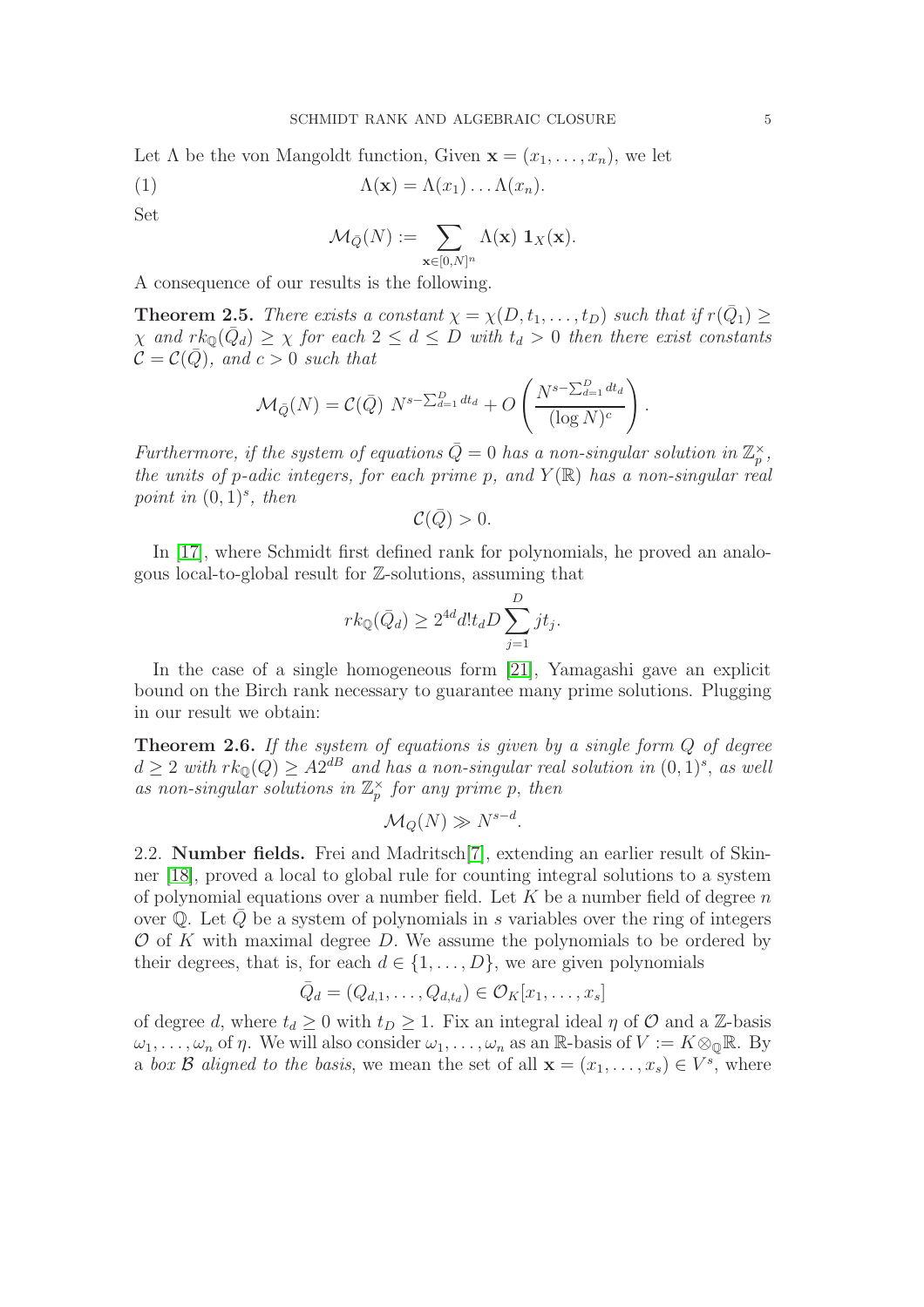Let $\Lambda$ be the von Mangoldt function, Given $\mathbf{x} = (x_1, \dots, x_n)$, we let

$$\Lambda(\mathbf{x}) = \Lambda(x_1) \dots \Lambda(x_n). \tag{1}$$

Set

$$\mathcal{M}_{\bar{Q}}(N) := \sum_{\mathbf{x} \in [0,N]^n} \Lambda(\mathbf{x}) \ \mathbf{1}_X(\mathbf{x}).$$

A consequence of our results is the following.

**Theorem 2.5.** *There exists a constant $\chi = \chi(D, t_1, \dots, t_D)$ such that if $r(\bar{Q}_1) \geq \chi$ and $rk_{\mathbb{Q}}(\bar{Q}_d) \geq \chi$ for each $2 \leq d \leq D$ with $t_d > 0$ then there exist constants $\mathcal{C} = \mathcal{C}(\bar{Q})$, and $c > 0$ such that*

$$\mathcal{M}_{\bar{Q}}(N) = \mathcal{C}(\bar{Q}) \ N^{s - \sum_{d=1}^{D} dt_d} + O\left( \frac{N^{s - \sum_{d=1}^{D} dt_d}}{(\log N)^c} \right).$$

*Furthermore, if the system of equations $\bar{Q} = 0$ has a non-singular solution in $\mathbb{Z}_p^\times$, the units of $p$-adic integers, for each prime $p$, and $Y(\mathbb{R})$ has a non-singular real point in $(0,1)^s$, then*

$$\mathcal{C}(\bar{Q}) > 0.$$

In [17], where Schmidt first defined rank for polynomials, he proved an analogous local-to-global result for $\mathbb{Z}$-solutions, assuming that

$$rk_{\mathbb{Q}}(\bar{Q}_d) \geq 2^{4d} d! t_d D \sum_{j=1}^{D} j t_j.$$

In the case of a single homogeneous form [21], Yamagashi gave an explicit bound on the Birch rank necessary to guarantee many prime solutions. Plugging in our result we obtain:

**Theorem 2.6.** *If the system of equations is given by a single form $Q$ of degree $d \geq 2$ with $rk_{\mathbb{Q}}(Q) \geq A 2^{dB}$ and has a non-singular real solution in $(0,1)^s$, as well as non-singular solutions in $\mathbb{Z}_p^\times$ for any prime $p$, then*

$$\mathcal{M}_Q(N) \gg N^{s-d}.$$

### 2.2. Number fields.

Frei and Madritsch[7], extending an earlier result of Skinner [18], proved a local to global rule for counting integral solutions to a system of polynomial equations over a number field. Let $K$ be a number field of degree $n$ over $\mathbb{Q}$. Let $\bar{Q}$ be a system of polynomials in $s$ variables over the ring of integers $\mathcal{O}$ of $K$ with maximal degree $D$. We assume the polynomials to be ordered by their degrees, that is, for each $d \in \{1, \dots, D\}$, we are given polynomials

$$\bar{Q}_d = (Q_{d,1}, \dots, Q_{d,t_d}) \in \mathcal{O}_K[x_1, \dots, x_s]$$

of degree $d$, where $t_d \geq 0$ with $t_D \geq 1$. Fix an integral ideal $\eta$ of $\mathcal{O}$ and a $\mathbb{Z}$-basis $\omega_1, \dots, \omega_n$ of $\eta$. We will also consider $\omega_1, \dots, \omega_n$ as an $\mathbb{R}$-basis of $V := K \otimes_{\mathbb{Q}} \mathbb{R}$. By a *box $\mathcal{B}$ aligned to the basis*, we mean the set of all $\mathbf{x} = (x_1, \dots, x_s) \in V^s$, where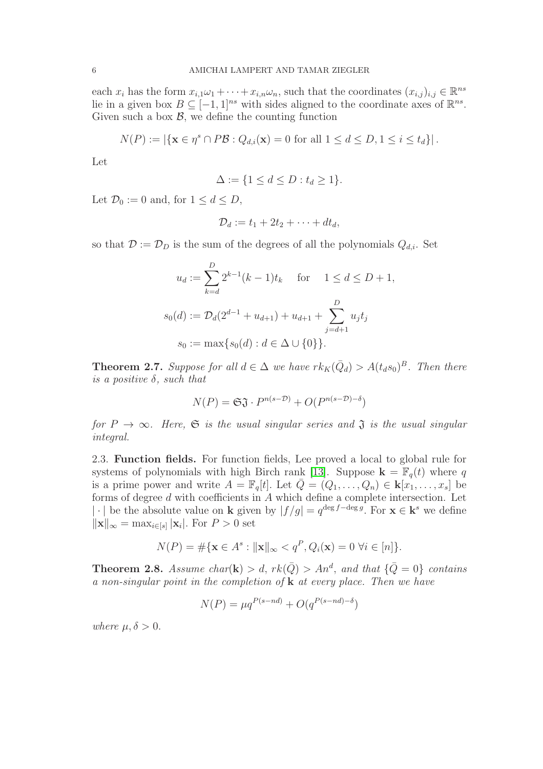each $x_i$ has the form $x_{i,1}\omega_1 + \cdots + x_{i,n}\omega_n$, such that the coordinates $(x_{i,j})_{i,j} \in \mathbb{R}^{ns}$ lie in a given box $B \subseteq [-1,1]^{ns}$ with sides aligned to the coordinate axes of $\mathbb{R}^{ns}$. Given such a box $\mathcal{B}$, we define the counting function

$$N(P) := |\{\mathbf{x} \in \eta^s \cap P\mathcal{B} : Q_{d,i}(\mathbf{x}) = 0 \text{ for all } 1 \leq d \leq D, 1 \leq i \leq t_d\}|.$$

Let

$$\Delta := \{1 \leq d \leq D : t_d \geq 1\}.$$

Let $\mathcal{D}_0 := 0$ and, for $1 \leq d \leq D$,

$$\mathcal{D}_d := t_1 + 2t_2 + \cdots + dt_d,$$

so that $\mathcal{D} := \mathcal{D}_D$ is the sum of the degrees of all the polynomials $Q_{d,i}$. Set

$$u_d := \sum_{k=d}^{D} 2^{k-1}(k-1)t_k \quad \text{for} \quad 1 \leq d \leq D+1,$$

$$s_0(d) := \mathcal{D}_d(2^{d-1} + u_{d+1}) + u_{d+1} + \sum_{j=d+1}^{D} u_j t_j$$

$$s_0 := \max\{s_0(d) : d \in \Delta \cup \{0\}\}.$$

**Theorem 2.7.** *Suppose for all $d \in \Delta$ we have $rk_K(\bar{Q}_d) > A(t_d s_0)^B$. Then there is a positive $\delta$, such that*

$$N(P) = \mathfrak{S}\mathfrak{J} \cdot P^{n(s-\mathcal{D})} + O(P^{n(s-\mathcal{D})-\delta})$$

*for $P \to \infty$. Here, $\mathfrak{S}$ is the usual singular series and $\mathfrak{J}$ is the usual singular integral.*

2.3. **Function fields.** For function fields, Lee proved a local to global rule for systems of polynomials with high Birch rank [13]. Suppose $\mathbf{k} = \mathbb{F}_q(t)$ where $q$ is a prime power and write $A = \mathbb{F}_q[t]$. Let $\bar{Q} = (Q_1, \ldots, Q_n) \in \mathbf{k}[x_1, \ldots, x_s]$ be forms of degree $d$ with coefficients in $A$ which define a complete intersection. Let $|\cdot|$ be the absolute value on $\mathbf{k}$ given by $|f/g| = q^{\deg f - \deg g}$. For $\mathbf{x} \in \mathbf{k}^s$ we define $\|\mathbf{x}\|_\infty = \max_{i \in [s]} |\mathbf{x}_i|$. For $P > 0$ set

$$N(P) = \#\{\mathbf{x} \in A^s : \|\mathbf{x}\|_\infty < q^P, Q_i(\mathbf{x}) = 0 \ \forall i \in [n]\}.$$

**Theorem 2.8.** *Assume $char(\mathbf{k}) > d$, $rk(\bar{Q}) > An^d$, and that $\{\bar{Q} = 0\}$ contains a non-singular point in the completion of $\mathbf{k}$ at every place. Then we have*

$$N(P) = \mu q^{P(s-nd)} + O(q^{P(s-nd)-\delta})$$

*where $\mu, \delta > 0$.*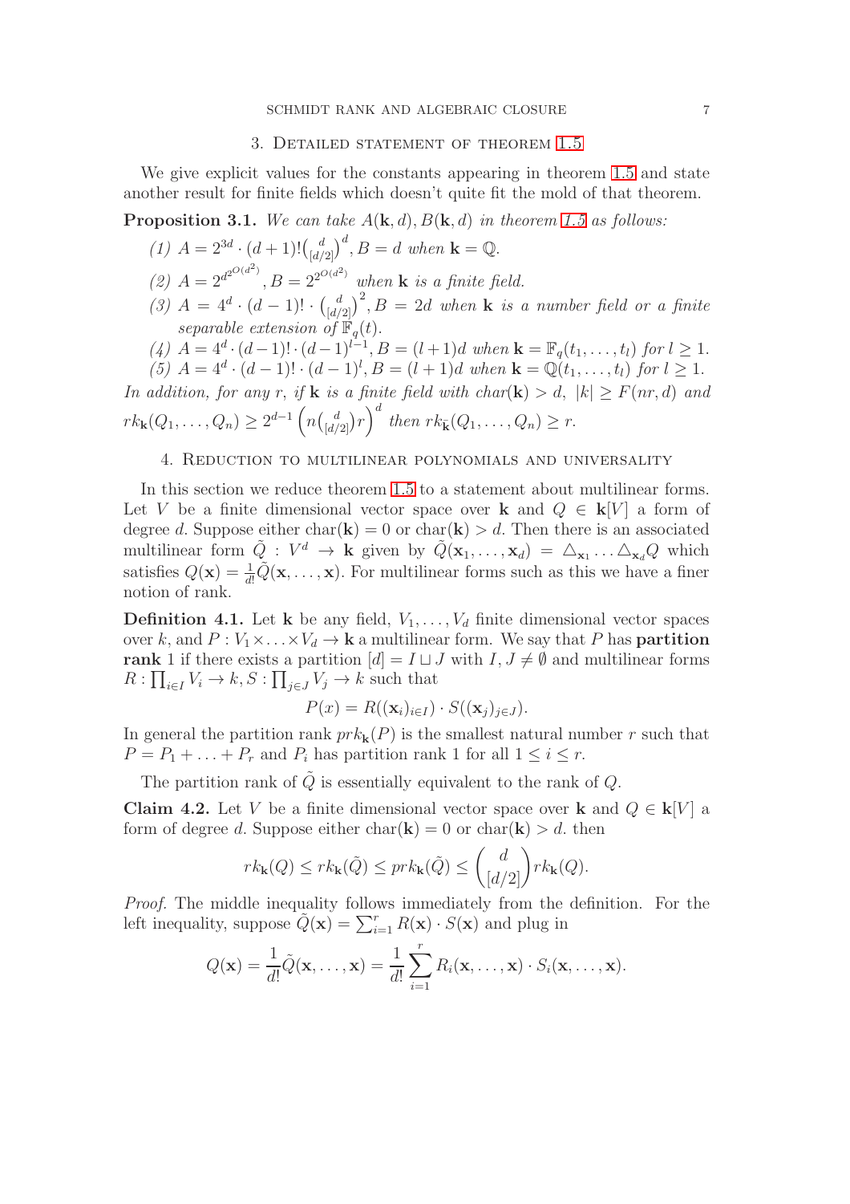## 3. Detailed statement of theorem 1.5

We give explicit values for the constants appearing in theorem 1.5 and state another result for finite fields which doesn't quite fit the mold of that theorem.

**Proposition 3.1.** *We can take $A(\mathbf{k},d), B(\mathbf{k},d)$ in theorem 1.5 as follows:*

*(1) $A = 2^{3d}\cdot(d+1)!\binom{d}{[d/2]}^d, B = d$ when $\mathbf{k}=\mathbb{Q}$.*

*(2) $A = 2^{d^{2^{O(d^2)}}}, B = 2^{2^{O(d^2)}}$ when $\mathbf{k}$ is a finite field.*

*(3) $A = 4^d\cdot(d-1)!\cdot\binom{d}{[d/2]}^2, B = 2d$ when $\mathbf{k}$ is a number field or a finite separable extension of $\mathbb{F}_q(t)$.*

*(4) $A = 4^d\cdot(d-1)!\cdot(d-1)^{l-1}, B = (l+1)d$ when $\mathbf{k} = \mathbb{F}_q(t_1,\ldots,t_l)$ for $l\geq 1$.*

*(5) $A = 4^d\cdot(d-1)!\cdot(d-1)^{l}, B = (l+1)d$ when $\mathbf{k} = \mathbb{Q}(t_1,\ldots,t_l)$ for $l\geq 1$.*

*In addition, for any $r$, if $\mathbf{k}$ is a finite field with $char(\mathbf{k})>d$, $|k|\geq F(nr,d)$ and $rk_{\mathbf{k}}(Q_1,\ldots,Q_n)\geq 2^{d-1}\left(n\binom{d}{[d/2]}r\right)^d$ then $rk_{\bar{\mathbf{k}}}(Q_1,\ldots,Q_n)\geq r$.*

## 4. Reduction to multilinear polynomials and universality

In this section we reduce theorem 1.5 to a statement about multilinear forms. Let $V$ be a finite dimensional vector space over $\mathbf{k}$ and $Q\in\mathbf{k}[V]$ a form of degree $d$. Suppose either $\mathrm{char}(\mathbf{k})=0$ or $\mathrm{char}(\mathbf{k})>d$. Then there is an associated multilinear form $\tilde{Q}:V^d\to\mathbf{k}$ given by $\tilde{Q}(\mathbf{x}_1,\ldots,\mathbf{x}_d) = \triangle_{\mathbf{x}_1}\ldots\triangle_{\mathbf{x}_d}Q$ which satisfies $Q(\mathbf{x}) = \frac{1}{d!}\tilde{Q}(\mathbf{x},\ldots,\mathbf{x})$. For multilinear forms such as this we have a finer notion of rank.

**Definition 4.1.** Let $\mathbf{k}$ be any field, $V_1,\ldots,V_d$ finite dimensional vector spaces over $k$, and $P:V_1\times\ldots\times V_d\to\mathbf{k}$ a multilinear form. We say that $P$ has **partition rank** 1 if there exists a partition $[d] = I\sqcup J$ with $I,J\neq\emptyset$ and multilinear forms $R:\prod_{i\in I}V_i\to k, S:\prod_{j\in J}V_j\to k$ such that

$$P(x) = R((\mathbf{x}_i)_{i\in I})\cdot S((\mathbf{x}_j)_{j\in J}).$$

In general the partition rank $prk_{\mathbf{k}}(P)$ is the smallest natural number $r$ such that $P = P_1+\ldots+P_r$ and $P_i$ has partition rank 1 for all $1\leq i\leq r$.

The partition rank of $\tilde{Q}$ is essentially equivalent to the rank of $Q$.

**Claim 4.2.** Let $V$ be a finite dimensional vector space over $\mathbf{k}$ and $Q\in\mathbf{k}[V]$ a form of degree $d$. Suppose either $\mathrm{char}(\mathbf{k})=0$ or $\mathrm{char}(\mathbf{k})>d$. then

$$rk_{\mathbf{k}}(Q)\leq rk_{\mathbf{k}}(\tilde{Q})\leq prk_{\mathbf{k}}(\tilde{Q})\leq\binom{d}{[d/2]}rk_{\mathbf{k}}(Q).$$

*Proof.* The middle inequality follows immediately from the definition. For the left inequality, suppose $\tilde{Q}(\mathbf{x}) = \sum_{i=1}^r R(\mathbf{x})\cdot S(\mathbf{x})$ and plug in

$$Q(\mathbf{x}) = \frac{1}{d!}\tilde{Q}(\mathbf{x},\ldots,\mathbf{x}) = \frac{1}{d!}\sum_{i=1}^r R_i(\mathbf{x},\ldots,\mathbf{x})\cdot S_i(\mathbf{x},\ldots,\mathbf{x}).$$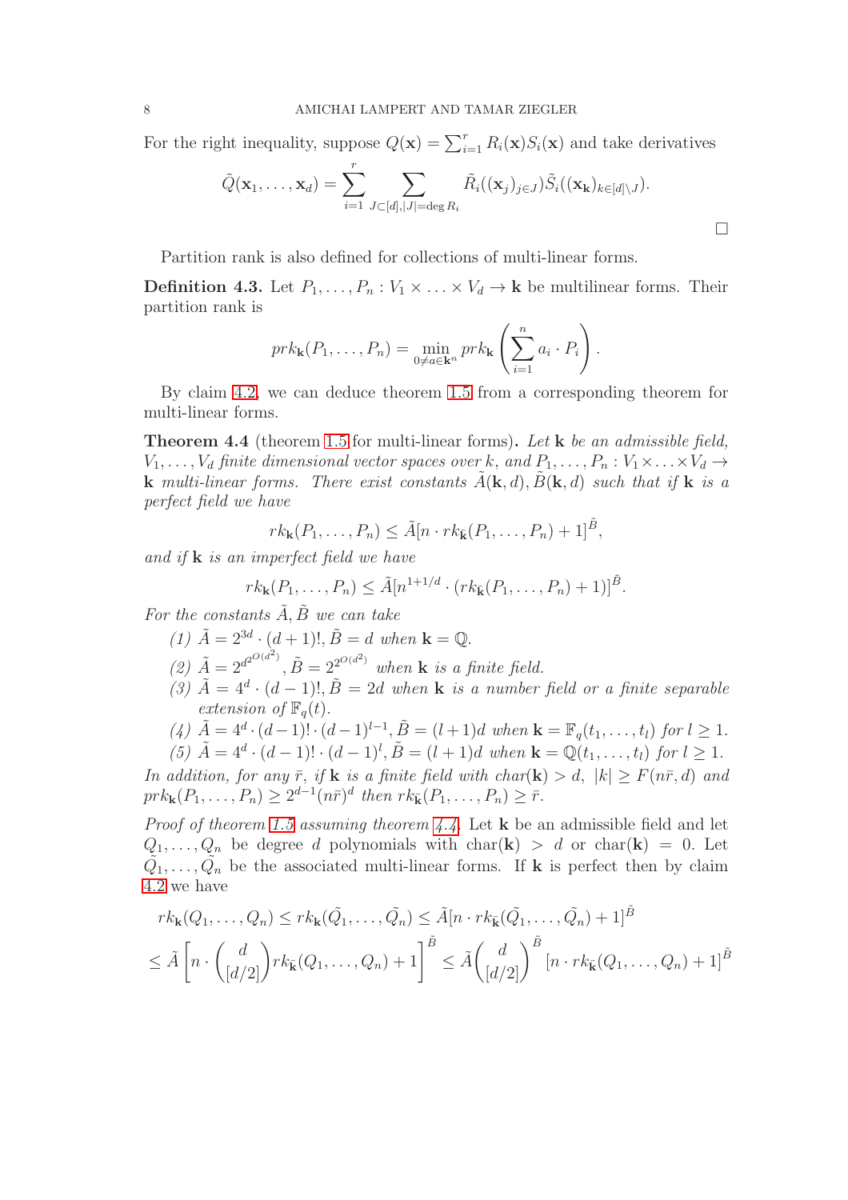For the right inequality, suppose $Q(\mathbf{x}) = \sum_{i=1}^r R_i(\mathbf{x})S_i(\mathbf{x})$ and take derivatives

$$\tilde{Q}(\mathbf{x}_1, \ldots, \mathbf{x}_d) = \sum_{i=1}^r \sum_{J \subset [d], |J| = \deg R_i} \tilde{R}_i((\mathbf{x}_j)_{j \in J}) \tilde{S}_i((\mathbf{x}_k)_{k \in [d] \setminus J}).$$

$\square$

Partition rank is also defined for collections of multi-linear forms.

**Definition 4.3.** Let $P_1, \ldots, P_n : V_1 \times \ldots \times V_d \to \mathbf{k}$ be multilinear forms. Their partition rank is

$$prk_{\mathbf{k}}(P_1, \ldots, P_n) = \min_{0 \neq a \in \mathbf{k}^n} prk_{\mathbf{k}} \left( \sum_{i=1}^n a_i \cdot P_i \right).$$

By claim 4.2, we can deduce theorem 1.5 from a corresponding theorem for multi-linear forms.

**Theorem 4.4** (theorem 1.5 for multi-linear forms)**.** *Let $\mathbf{k}$ be an admissible field, $V_1, \ldots, V_d$ finite dimensional vector spaces over $k$, and $P_1, \ldots, P_n : V_1 \times \ldots \times V_d \to \mathbf{k}$ multi-linear forms. There exist constants $\tilde{A}(\mathbf{k}, d), \tilde{B}(\mathbf{k}, d)$ such that if $\mathbf{k}$ is a perfect field we have*

$$rk_{\mathbf{k}}(P_1, \ldots, P_n) \leq \tilde{A}[n \cdot rk_{\bar{\mathbf{k}}}(P_1, \ldots, P_n) + 1]^{\tilde{B}},$$

*and if $\mathbf{k}$ is an imperfect field we have*

$$rk_{\mathbf{k}}(P_1, \ldots, P_n) \leq \tilde{A}[n^{1+1/d} \cdot (rk_{\bar{\mathbf{k}}}(P_1, \ldots, P_n) + 1)]^{\tilde{B}}.$$

*For the constants $\tilde{A}, \tilde{B}$ we can take*

1. *$\tilde{A} = 2^{3d} \cdot (d+1)!, \tilde{B} = d$ when $\mathbf{k} = \mathbb{Q}$.*
2. *$\tilde{A} = 2^{d^{2^{O(d^2)}}}, \tilde{B} = 2^{2^{O(d^2)}}$ when $\mathbf{k}$ is a finite field.*
3. *$\tilde{A} = 4^d \cdot (d-1)!, \tilde{B} = 2d$ when $\mathbf{k}$ is a number field or a finite separable extension of $\mathbb{F}_q(t)$.*
4. *$\tilde{A} = 4^d \cdot (d-1)! \cdot (d-1)^{l-1}, \tilde{B} = (l+1)d$ when $\mathbf{k} = \mathbb{F}_q(t_1, \ldots, t_l)$ for $l \geq 1$.*
5. *$\tilde{A} = 4^d \cdot (d-1)! \cdot (d-1)^l, \tilde{B} = (l+1)d$ when $\mathbf{k} = \mathbb{Q}(t_1, \ldots, t_l)$ for $l \geq 1$.*

*In addition, for any $\bar{r}$, if $\mathbf{k}$ is a finite field with char$(\mathbf{k}) > d$, $|k| \geq F(n\bar{r}, d)$ and $prk_{\mathbf{k}}(P_1, \ldots, P_n) \geq 2^{d-1}(n\bar{r})^d$ then $rk_{\bar{\mathbf{k}}}(P_1, \ldots, P_n) \geq \bar{r}$.*

*Proof of theorem 1.5 assuming theorem 4.4.* Let $\mathbf{k}$ be an admissible field and let $Q_1, \ldots, Q_n$ be degree $d$ polynomials with char$(\mathbf{k}) > d$ or char$(\mathbf{k}) = 0$. Let $\tilde{Q}_1, \ldots, \tilde{Q}_n$ be the associated multi-linear forms. If $\mathbf{k}$ is perfect then by claim 4.2 we have

$$rk_{\mathbf{k}}(Q_1, \ldots, Q_n) \leq rk_{\mathbf{k}}(\tilde{Q}_1, \ldots, \tilde{Q}_n) \leq \tilde{A}[n \cdot rk_{\bar{\mathbf{k}}}(\tilde{Q}_1, \ldots, \tilde{Q}_n) + 1]^{\tilde{B}}$$

$$\leq \tilde{A} \left[ n \cdot \binom{d}{[d/2]} rk_{\bar{\mathbf{k}}}(Q_1, \ldots, Q_n) + 1 \right]^{\tilde{B}} \leq \tilde{A} \binom{d}{[d/2]}^{\tilde{B}} [n \cdot rk_{\bar{\mathbf{k}}}(Q_1, \ldots, Q_n) + 1]^{\tilde{B}}$$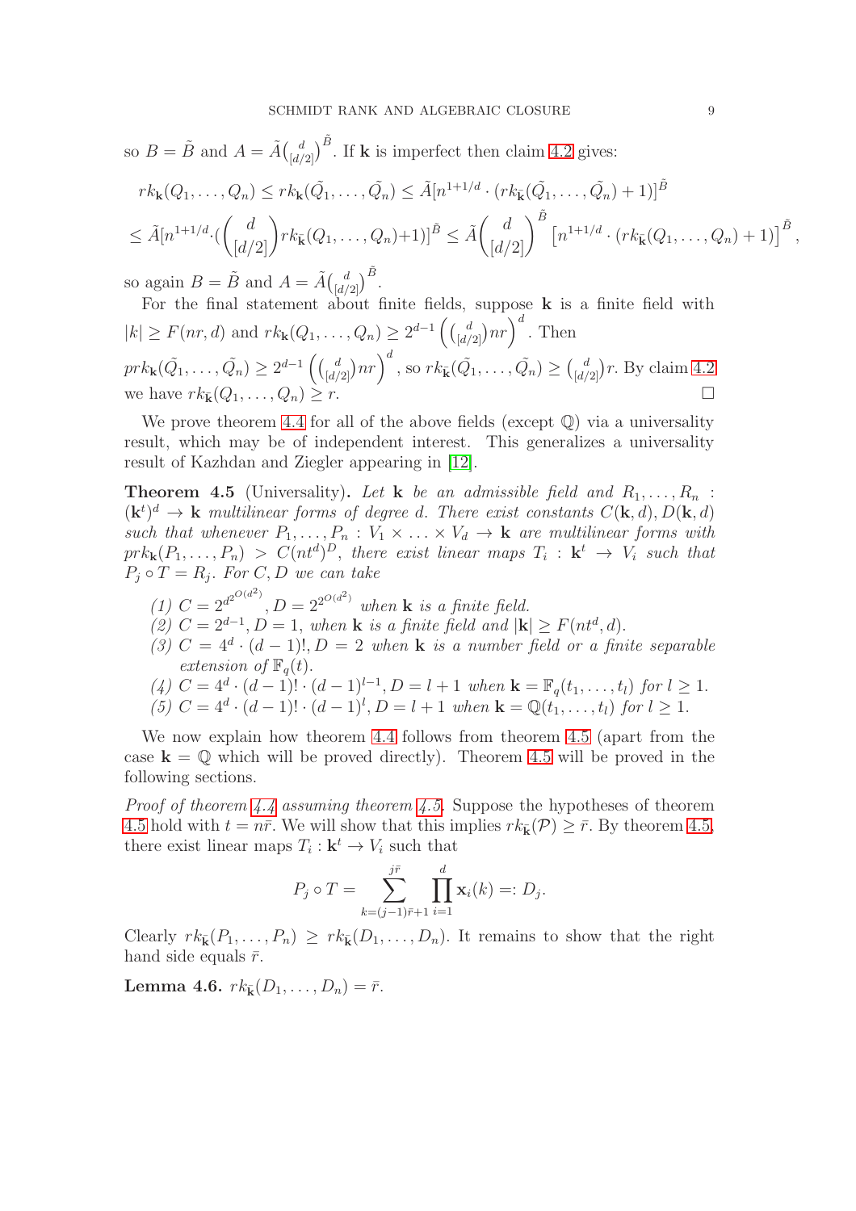so $B = \tilde{B}$ and $A = \tilde{A}\binom{d}{[d/2]}^{\tilde{B}}$. If $\mathbf{k}$ is imperfect then claim 4.2 gives:

$$rk_{\mathbf{k}}(Q_1, \dots, Q_n) \le rk_{\mathbf{k}}(\tilde{Q_1}, \dots, \tilde{Q_n}) \le \tilde{A}[n^{1+1/d} \cdot (rk_{\bar{\mathbf{k}}}(\tilde{Q_1}, \dots, \tilde{Q_n}) + 1)]^{\tilde{B}}$$

$$\le \tilde{A}[n^{1+1/d} \cdot (\binom{d}{[d/2]} rk_{\bar{\mathbf{k}}}(Q_1, \dots, Q_n)+1)]^{\tilde{B}} \le \tilde{A}\binom{d}{[d/2]}^{\tilde{B}} \left[n^{1+1/d} \cdot (rk_{\bar{\mathbf{k}}}(Q_1, \dots, Q_n) + 1)\right]^{\tilde{B}},$$

so again $B = \tilde{B}$ and $A = \tilde{A}\binom{d}{[d/2]}^{\tilde{B}}$.

For the final statement about finite fields, suppose $\mathbf{k}$ is a finite field with $|k| \ge F(nr, d)$ and $rk_{\mathbf{k}}(Q_1, \dots, Q_n) \ge 2^{d-1}\left(\binom{d}{[d/2]}nr\right)^d$. Then $prk_{\mathbf{k}}(\tilde{Q_1}, \dots, \tilde{Q_n}) \ge 2^{d-1}\left(\binom{d}{[d/2]}nr\right)^d$, so $rk_{\bar{\mathbf{k}}}(\tilde{Q_1}, \dots, \tilde{Q_n}) \ge \binom{d}{[d/2]}r$. By claim 4.2 we have $rk_{\bar{\mathbf{k}}}(Q_1, \dots, Q_n) \ge r$. □

We prove theorem 4.4 for all of the above fields (except $\mathbb{Q}$) via a universality result, which may be of independent interest. This generalizes a universality result of Kazhdan and Ziegler appearing in [12].

**Theorem 4.5** (Universality)**.** *Let $\mathbf{k}$ be an admissible field and $R_1, \dots, R_n : (\mathbf{k}^t)^d \to \mathbf{k}$ multilinear forms of degree $d$. There exist constants $C(\mathbf{k}, d), D(\mathbf{k}, d)$ such that whenever $P_1, \dots, P_n : V_1 \times \dots \times V_d \to \mathbf{k}$ are multilinear forms with $prk_{\mathbf{k}}(P_1, \dots, P_n) > C(nt^d)^D$, there exist linear maps $T_i : \mathbf{k}^t \to V_i$ such that $P_j \circ T = R_j$. For $C, D$ we can take*

*(1) $C = 2^{d^{2^{O(d^2)}}}, D = 2^{2^{O(d^2)}}$ when $\mathbf{k}$ is a finite field.*
*(2) $C = 2^{d-1}, D = 1$, when $\mathbf{k}$ is a finite field and $|\mathbf{k}| \ge F(nt^d, d)$.*
*(3) $C = 4^d \cdot (d-1)!, D = 2$ when $\mathbf{k}$ is a number field or a finite separable extension of $\mathbb{F}_q(t)$.*
*(4) $C = 4^d \cdot (d-1)! \cdot (d-1)^{l-1}, D = l+1$ when $\mathbf{k} = \mathbb{F}_q(t_1, \dots, t_l)$ for $l \ge 1$.*
*(5) $C = 4^d \cdot (d-1)! \cdot (d-1)^l, D = l+1$ when $\mathbf{k} = \mathbb{Q}(t_1, \dots, t_l)$ for $l \ge 1$.*

We now explain how theorem 4.4 follows from theorem 4.5 (apart from the case $\mathbf{k} = \mathbb{Q}$ which will be proved directly). Theorem 4.5 will be proved in the following sections.

*Proof of theorem 4.4 assuming theorem 4.5.* Suppose the hypotheses of theorem 4.5 hold with $t = n\bar{r}$. We will show that this implies $rk_{\bar{\mathbf{k}}}(\mathcal{P}) \ge \bar{r}$. By theorem 4.5, there exist linear maps $T_i : \mathbf{k}^t \to V_i$ such that

$$P_j \circ T = \sum_{k=(j-1)\bar{r}+1}^{j\bar{r}} \prod_{i=1}^{d} \mathbf{x}_i(k) =: D_j.$$

Clearly $rk_{\bar{\mathbf{k}}}(P_1, \dots, P_n) \ge rk_{\bar{\mathbf{k}}}(D_1, \dots, D_n)$. It remains to show that the right hand side equals $\bar{r}$.

**Lemma 4.6.** $rk_{\bar{\mathbf{k}}}(D_1, \dots, D_n) = \bar{r}$.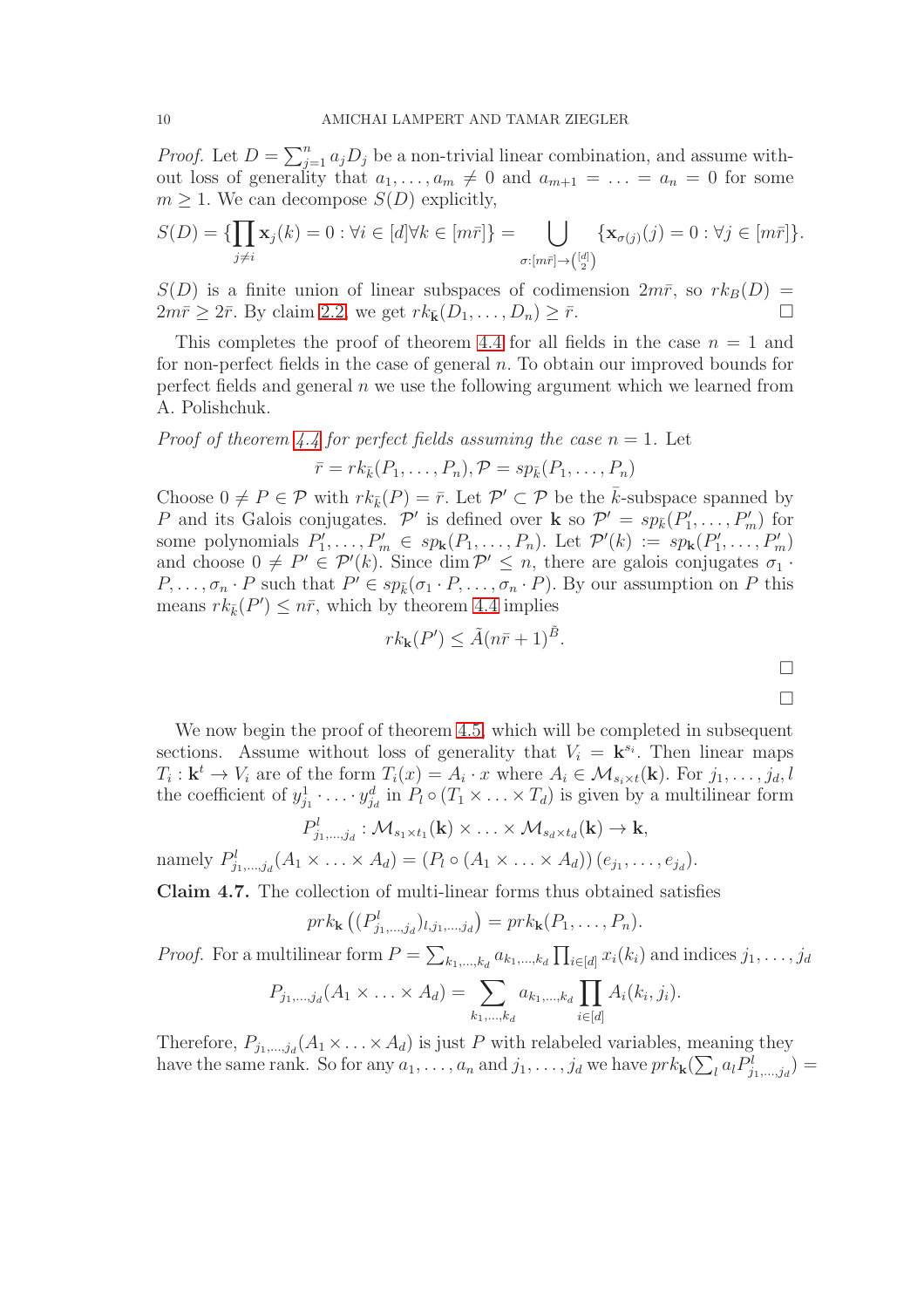*Proof.* Let $D = \sum_{j=1}^{n} a_j D_j$ be a non-trivial linear combination, and assume without loss of generality that $a_1, \ldots, a_m \neq 0$ and $a_{m+1} = \ldots = a_n = 0$ for some $m \geq 1$. We can decompose $S(D)$ explicitly,

$$S(D) = \{\prod_{j \neq i} \mathbf{x}_j(k) = 0 : \forall i \in [d] \forall k \in [m\bar{r}]\} = \bigcup_{\sigma:[m\bar{r}] \to \binom{[d]}{2}} \{\mathbf{x}_{\sigma(j)}(j) = 0 : \forall j \in [m\bar{r}]\}.$$

$S(D)$ is a finite union of linear subspaces of codimension $2m\bar{r}$, so $rk_B(D) = 2m\bar{r} \geq 2\bar{r}$. By claim 2.2, we get $rk_{\bar{\mathbf{k}}}(D_1, \ldots, D_n) \geq \bar{r}$. $\square$

This completes the proof of theorem 4.4 for all fields in the case $n = 1$ and for non-perfect fields in the case of general $n$. To obtain our improved bounds for perfect fields and general $n$ we use the following argument which we learned from A. Polishchuk.

*Proof of theorem 4.4 for perfect fields assuming the case $n = 1$.* Let

$$\bar{r} = rk_{\bar{k}}(P_1, \ldots, P_n), \mathcal{P} = sp_{\bar{k}}(P_1, \ldots, P_n)$$

Choose $0 \neq P \in \mathcal{P}$ with $rk_{\bar{k}}(P) = \bar{r}$. Let $\mathcal{P}' \subset \mathcal{P}$ be the $\bar{k}$-subspace spanned by $P$ and its Galois conjugates. $\mathcal{P}'$ is defined over $\mathbf{k}$ so $\mathcal{P}' = sp_{\bar{k}}(P'_1, \ldots, P'_m)$ for some polynomials $P'_1, \ldots, P'_m \in sp_{\mathbf{k}}(P_1, \ldots, P_n)$. Let $\mathcal{P}'(k) := sp_{\mathbf{k}}(P'_1, \ldots, P'_m)$ and choose $0 \neq P' \in \mathcal{P}'(k)$. Since $\dim \mathcal{P}' \leq n$, there are galois conjugates $\sigma_1 \cdot P, \ldots, \sigma_n \cdot P$ such that $P' \in sp_{\bar{k}}(\sigma_1 \cdot P, \ldots, \sigma_n \cdot P)$. By our assumption on $P$ this means $rk_{\bar{k}}(P') \leq n\bar{r}$, which by theorem 4.4 implies

$$rk_{\mathbf{k}}(P') \leq \tilde{A}(n\bar{r} + 1)^{\tilde{B}}.$$

$\square$

$\square$

We now begin the proof of theorem 4.5, which will be completed in subsequent sections. Assume without loss of generality that $V_i = \mathbf{k}^{s_i}$. Then linear maps $T_i : \mathbf{k}^t \to V_i$ are of the form $T_i(x) = A_i \cdot x$ where $A_i \in \mathcal{M}_{s_i \times t}(\mathbf{k})$. For $j_1, \ldots, j_d, l$ the coefficient of $y^1_{j_1} \cdot \ldots \cdot y^d_{j_d}$ in $P_l \circ (T_1 \times \ldots \times T_d)$ is given by a multilinear form

$$P^l_{j_1,\ldots,j_d} : \mathcal{M}_{s_1 \times t_1}(\mathbf{k}) \times \ldots \times \mathcal{M}_{s_d \times t_d}(\mathbf{k}) \to \mathbf{k},$$

namely $P^l_{j_1,\ldots,j_d}(A_1 \times \ldots \times A_d) = (P_l \circ (A_1 \times \ldots \times A_d))(e_{j_1}, \ldots, e_{j_d})$.

**Claim 4.7.** The collection of multi-linear forms thus obtained satisfies

$$prk_{\mathbf{k}}\left((P^l_{j_1,\ldots,j_d})_{l,j_1,\ldots,j_d}\right) = prk_{\mathbf{k}}(P_1, \ldots, P_n).$$

*Proof.* For a multilinear form $P = \sum_{k_1,\ldots,k_d} a_{k_1,\ldots,k_d} \prod_{i \in [d]} x_i(k_i)$ and indices $j_1, \ldots, j_d$

$$P_{j_1,\ldots,j_d}(A_1 \times \ldots \times A_d) = \sum_{k_1,\ldots,k_d} a_{k_1,\ldots,k_d} \prod_{i \in [d]} A_i(k_i, j_i).$$

Therefore, $P_{j_1,\ldots,j_d}(A_1 \times \ldots \times A_d)$ is just $P$ with relabeled variables, meaning they have the same rank. So for any $a_1, \ldots, a_n$ and $j_1, \ldots, j_d$ we have $prk_{\mathbf{k}}(\sum_l a_l P^l_{j_1,\ldots,j_d}) =$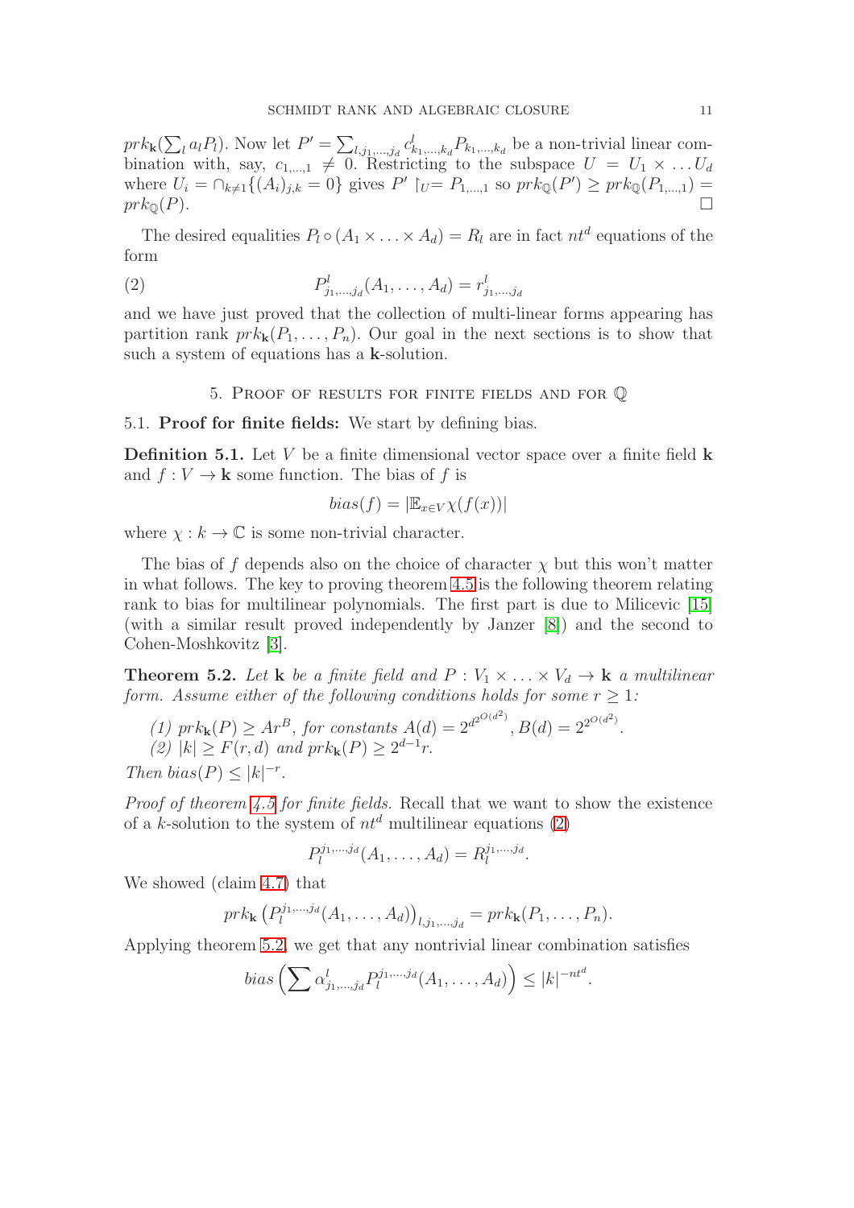$prk_{\mathbf{k}}(\sum_l a_l P_l)$. Now let $P' = \sum_{l,j_1,\ldots,j_d} c^l_{k_1,\ldots,k_d} P_{k_1,\ldots,k_d}$ be a non-trivial linear combination with, say, $c_{1,\ldots,1} \neq 0$. Restricting to the subspace $U = U_1 \times \ldots U_d$ where $U_i = \cap_{k\neq 1}\{(A_i)_{j,k} = 0\}$ gives $P' \restriction_U = P_{1,\ldots,1}$ so $prk_{\mathbb{Q}}(P') \geq prk_{\mathbb{Q}}(P_{1,\ldots,1}) = prk_{\mathbb{Q}}(P)$. □

The desired equalities $P_l \circ (A_1 \times \ldots \times A_d) = R_l$ are in fact $nt^d$ equations of the form

$$P^l_{j_1,\ldots,j_d}(A_1,\ldots,A_d) = r^l_{j_1,\ldots,j_d} \tag{2}$$

and we have just proved that the collection of multi-linear forms appearing has partition rank $prk_{\mathbf{k}}(P_1,\ldots,P_n)$. Our goal in the next sections is to show that such a system of equations has a $\mathbf{k}$-solution.

## 5. Proof of results for finite fields and for $\mathbb{Q}$

5.1. **Proof for finite fields:** We start by defining bias.

**Definition 5.1.** Let $V$ be a finite dimensional vector space over a finite field $\mathbf{k}$ and $f : V \to \mathbf{k}$ some function. The bias of $f$ is

$$bias(f) = |\mathbb{E}_{x\in V}\chi(f(x))|$$

where $\chi : k \to \mathbb{C}$ is some non-trivial character.

The bias of $f$ depends also on the choice of character $\chi$ but this won't matter in what follows. The key to proving theorem 4.5 is the following theorem relating rank to bias for multilinear polynomials. The first part is due to Milicevic [15] (with a similar result proved independently by Janzer [8]) and the second to Cohen-Moshkovitz [3].

**Theorem 5.2.** *Let $\mathbf{k}$ be a finite field and $P : V_1 \times \ldots \times V_d \to \mathbf{k}$ a multilinear form. Assume either of the following conditions holds for some $r \geq 1$:*

*(1) $prk_{\mathbf{k}}(P) \geq Ar^B$, for constants $A(d) = 2^{d^{2^{O(d^2)}}}, B(d) = 2^{2^{O(d^2)}}$.*
*(2) $|k| \geq F(r,d)$ and $prk_{\mathbf{k}}(P) \geq 2^{d-1}r$.*

*Then $bias(P) \leq |k|^{-r}$.*

*Proof of theorem 4.5 for finite fields.* Recall that we want to show the existence of a $k$-solution to the system of $nt^d$ multilinear equations (2)

$$P_l^{j_1,\ldots,j_d}(A_1,\ldots,A_d) = R_l^{j_1,\ldots,j_d}.$$

We showed (claim 4.7) that

$$prk_{\mathbf{k}}\left(P_l^{j_1,\ldots,j_d}(A_1,\ldots,A_d)\right)_{l,j_1,\ldots,j_d} = prk_{\mathbf{k}}(P_1,\ldots,P_n).$$

Applying theorem 5.2, we get that any nontrivial linear combination satisfies

$$bias\left(\sum \alpha^l_{j_1,\ldots,j_d} P_l^{j_1,\ldots,j_d}(A_1,\ldots,A_d)\right) \leq |k|^{-nt^d}.$$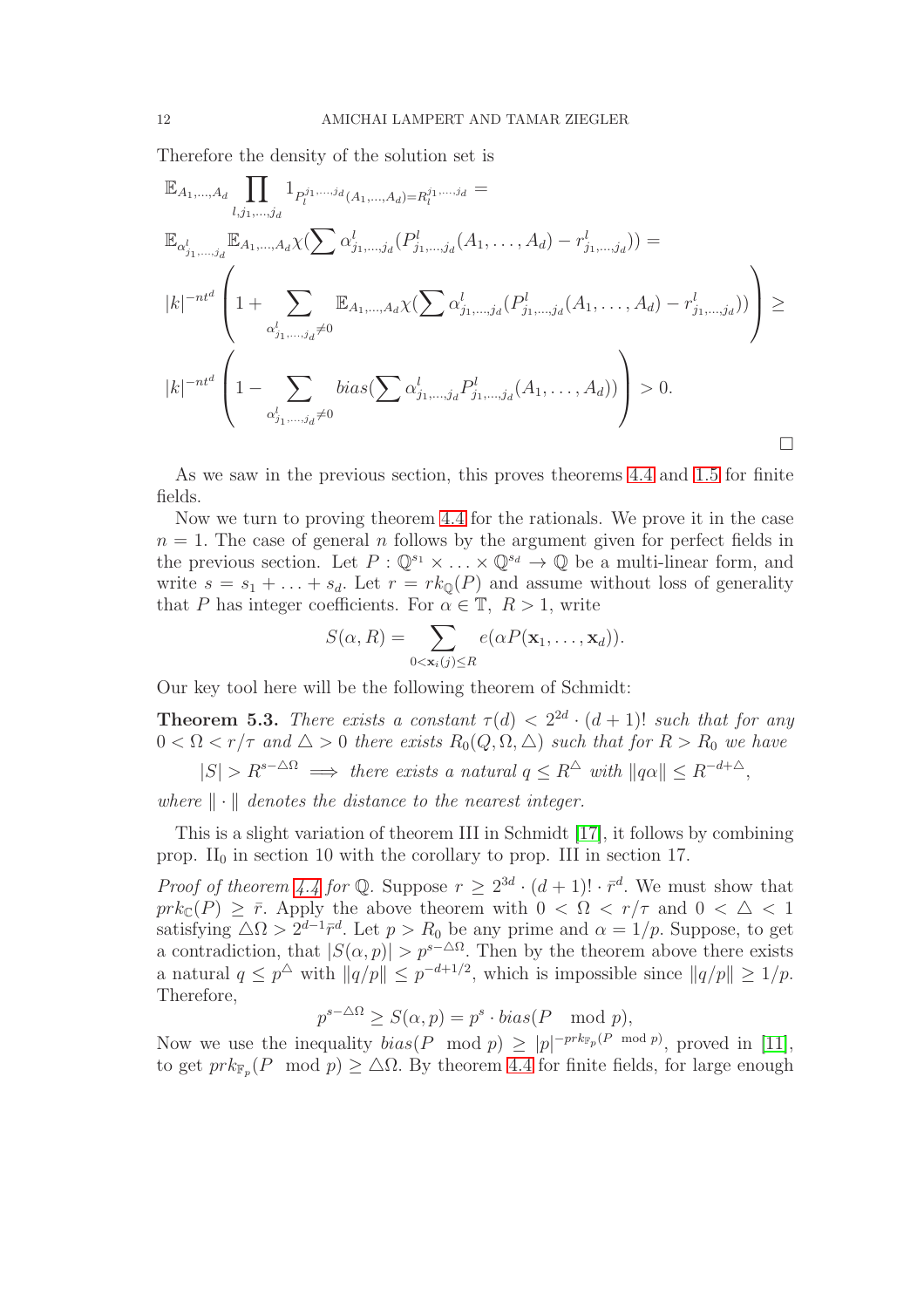Therefore the density of the solution set is

$$
\begin{aligned}
&\mathbb{E}_{A_1,\ldots,A_d} \prod_{l,j_1,\ldots,j_d} 1_{P_l^{j_1,\ldots,j_d}(A_1,\ldots,A_d)=R_l^{j_1,\ldots,j_d}} = \\
&\mathbb{E}_{\alpha^l_{j_1,\ldots,j_d}} \mathbb{E}_{A_1,\ldots,A_d} \chi(\sum \alpha^l_{j_1,\ldots,j_d}(P^l_{j_1,\ldots,j_d}(A_1,\ldots,A_d) - r^l_{j_1,\ldots,j_d})) = \\
&|k|^{-nt^d}\left(1 + \sum_{\alpha^l_{j_1,\ldots,j_d} \neq 0} \mathbb{E}_{A_1,\ldots,A_d} \chi(\sum \alpha^l_{j_1,\ldots,j_d}(P^l_{j_1,\ldots,j_d}(A_1,\ldots,A_d) - r^l_{j_1,\ldots,j_d}))\right) \geq \\
&|k|^{-nt^d}\left(1 - \sum_{\alpha^l_{j_1,\ldots,j_d} \neq 0} bias(\sum \alpha^l_{j_1,\ldots,j_d} P^l_{j_1,\ldots,j_d}(A_1,\ldots,A_d))\right) > 0.
\end{aligned}
$$

□

As we saw in the previous section, this proves theorems 4.4 and 1.5 for finite fields.

Now we turn to proving theorem 4.4 for the rationals. We prove it in the case $n = 1$. The case of general $n$ follows by the argument given for perfect fields in the previous section. Let $P : \mathbb{Q}^{s_1} \times \ldots \times \mathbb{Q}^{s_d} \to \mathbb{Q}$ be a multi-linear form, and write $s = s_1 + \ldots + s_d$. Let $r = rk_{\mathbb{Q}}(P)$ and assume without loss of generality that $P$ has integer coefficients. For $\alpha \in \mathbb{T},\ R > 1$, write

$$
S(\alpha, R) = \sum_{0 < \mathbf{x}_i(j) \leq R} e(\alpha P(\mathbf{x}_1, \ldots, \mathbf{x}_d)).
$$

Our key tool here will be the following theorem of Schmidt:

**Theorem 5.3.** *There exists a constant $\tau(d) < 2^{2d} \cdot (d+1)!$ such that for any $0 < \Omega < r/\tau$ and $\triangle > 0$ there exists $R_0(Q, \Omega, \triangle)$ such that for $R > R_0$ we have*

$$
|S| > R^{s - \triangle\Omega} \implies \text{there exists a natural } q \leq R^{\triangle} \text{ with } \|q\alpha\| \leq R^{-d+\triangle},
$$

*where $\|\cdot\|$ denotes the distance to the nearest integer.*

This is a slight variation of theorem III in Schmidt [17], it follows by combining prop. $\mathrm{II}_0$ in section 10 with the corollary to prop. III in section 17.

*Proof of theorem 4.4 for $\mathbb{Q}$.* Suppose $r \geq 2^{3d} \cdot (d+1)! \cdot \bar{r}^d$. We must show that $prk_{\mathbb{C}}(P) \geq \bar{r}$. Apply the above theorem with $0 < \Omega < r/\tau$ and $0 < \triangle < 1$ satisfying $\triangle\Omega > 2^{d-1}\bar{r}^d$. Let $p > R_0$ be any prime and $\alpha = 1/p$. Suppose, to get a contradiction, that $|S(\alpha, p)| > p^{s - \triangle\Omega}$. Then by the theorem above there exists a natural $q \leq p^{\triangle}$ with $\|q/p\| \leq p^{-d+1/2}$, which is impossible since $\|q/p\| \geq 1/p$. Therefore,

$$
p^{s - \triangle\Omega} \geq S(\alpha, p) = p^s \cdot bias(P \mod p),
$$

Now we use the inequality $bias(P \mod p) \geq |p|^{-prk_{\mathbb{F}_p}(P \mod p)}$, proved in [11], to get $prk_{\mathbb{F}_p}(P \mod p) \geq \triangle\Omega$. By theorem 4.4 for finite fields, for large enough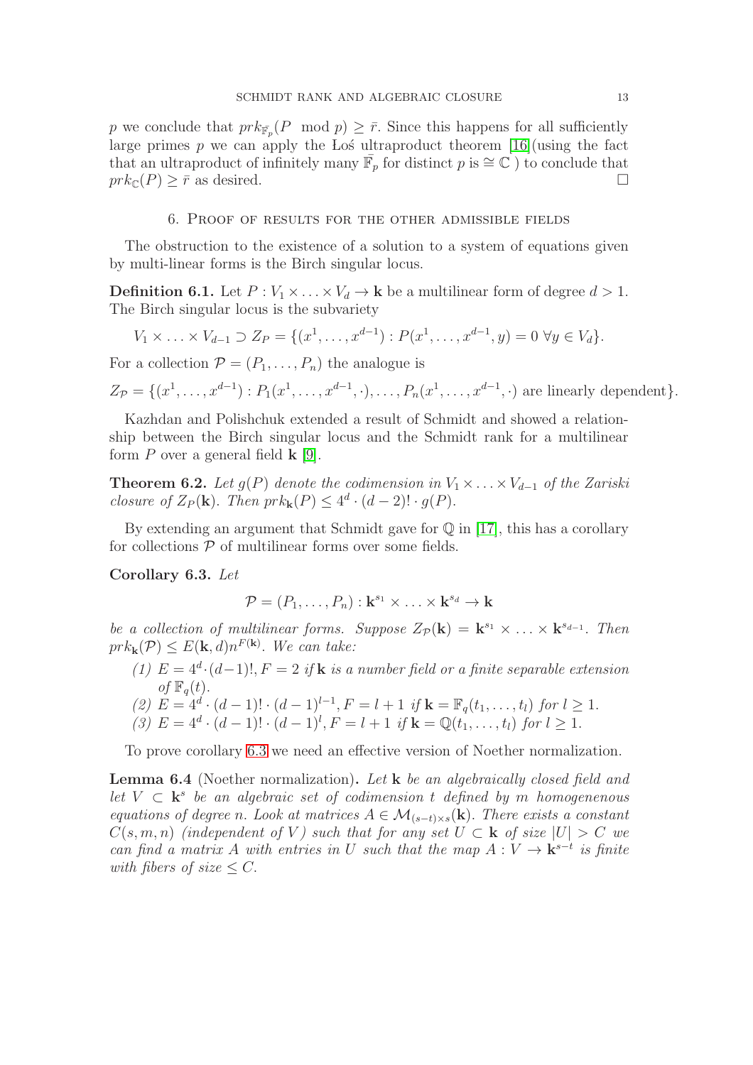$p$ we conclude that $prk_{\bar{\mathbb{F}}_p}(P \mod p) \geq \bar{r}$. Since this happens for all sufficiently large primes $p$ we can apply the Łoś ultraproduct theorem [16](using the fact that an ultraproduct of infinitely many $\bar{\mathbb{F}}_p$ for distinct $p$ is $\cong \mathbb{C}$ ) to conclude that $prk_{\mathbb{C}}(P) \geq \bar{r}$ as desired. □

## 6. Proof of results for the other admissible fields

The obstruction to the existence of a solution to a system of equations given by multi-linear forms is the Birch singular locus.

**Definition 6.1.** Let $P : V_1 \times \ldots \times V_d \to \mathbf{k}$ be a multilinear form of degree $d > 1$. The Birch singular locus is the subvariety

$$V_1 \times \ldots \times V_{d-1} \supset Z_P = \{(x^1, \ldots, x^{d-1}) : P(x^1, \ldots, x^{d-1}, y) = 0 \ \forall y \in V_d\}.$$

For a collection $\mathcal{P} = (P_1, \ldots, P_n)$ the analogue is

$$Z_{\mathcal{P}} = \{(x^1, \ldots, x^{d-1}) : P_1(x^1, \ldots, x^{d-1}, \cdot), \ldots, P_n(x^1, \ldots, x^{d-1}, \cdot) \text{ are linearly dependent}\}.$$

Kazhdan and Polishchuk extended a result of Schmidt and showed a relationship between the Birch singular locus and the Schmidt rank for a multilinear form $P$ over a general field $\mathbf{k}$ [9].

**Theorem 6.2.** *Let $g(P)$ denote the codimension in $V_1 \times \ldots \times V_{d-1}$ of the Zariski closure of $Z_P(\mathbf{k})$. Then $prk_{\mathbf{k}}(P) \leq 4^d \cdot (d-2)! \cdot g(P)$.*

By extending an argument that Schmidt gave for $\mathbb{Q}$ in [17], this has a corollary for collections $\mathcal{P}$ of multilinear forms over some fields.

**Corollary 6.3.** *Let*

$$\mathcal{P} = (P_1, \ldots, P_n) : \mathbf{k}^{s_1} \times \ldots \times \mathbf{k}^{s_d} \to \mathbf{k}$$

*be a collection of multilinear forms. Suppose $Z_{\mathcal{P}}(\mathbf{k}) = \mathbf{k}^{s_1} \times \ldots \times \mathbf{k}^{s_{d-1}}$. Then $prk_{\mathbf{k}}(\mathcal{P}) \leq E(\mathbf{k}, d)n^{F(\mathbf{k})}$. We can take:*

1. *$E = 4^d \cdot (d-1)!, F = 2$ if $\mathbf{k}$ is a number field or a finite separable extension of $\mathbb{F}_q(t)$.*
2. *$E = 4^d \cdot (d-1)! \cdot (d-1)^{l-1}, F = l+1$ if $\mathbf{k} = \mathbb{F}_q(t_1, \ldots, t_l)$ for $l \geq 1$.*
3. *$E = 4^d \cdot (d-1)! \cdot (d-1)^l, F = l+1$ if $\mathbf{k} = \mathbb{Q}(t_1, \ldots, t_l)$ for $l \geq 1$.*

To prove corollary 6.3 we need an effective version of Noether normalization.

**Lemma 6.4** (Noether normalization)**.** *Let $\mathbf{k}$ be an algebraically closed field and let $V \subset \mathbf{k}^s$ be an algebraic set of codimension $t$ defined by $m$ homogenenous equations of degree $n$. Look at matrices $A \in \mathcal{M}_{(s-t)\times s}(\mathbf{k})$. There exists a constant $C(s, m, n)$ (independent of $V$) such that for any set $U \subset \mathbf{k}$ of size $|U| > C$ we can find a matrix $A$ with entries in $U$ such that the map $A : V \to \mathbf{k}^{s-t}$ is finite with fibers of size $\leq C$.*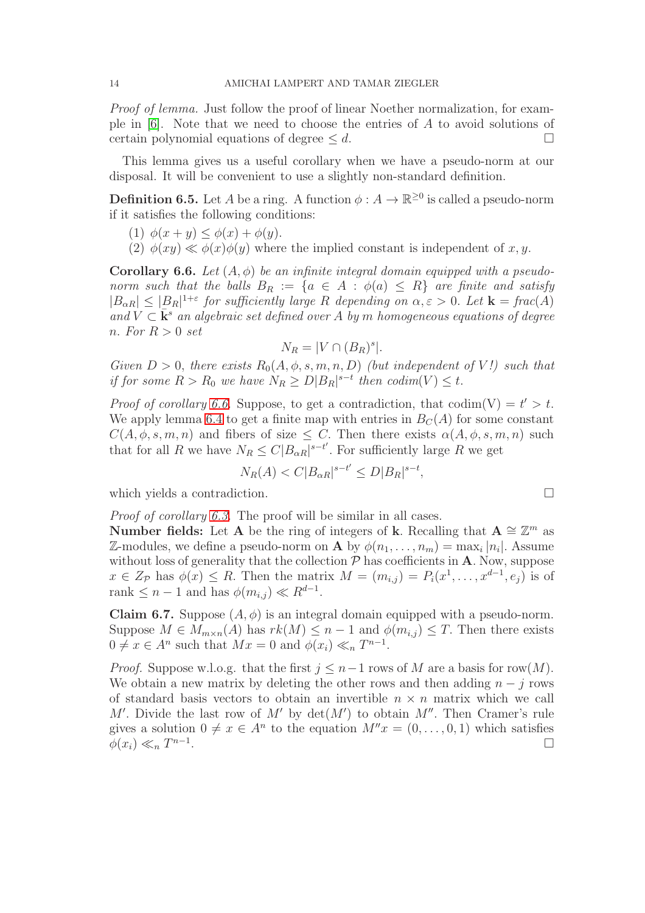*Proof of lemma.* Just follow the proof of linear Noether normalization, for example in [6]. Note that we need to choose the entries of $A$ to avoid solutions of certain polynomial equations of degree $\leq d$. $\square$

This lemma gives us a useful corollary when we have a pseudo-norm at our disposal. It will be convenient to use a slightly non-standard definition.

**Definition 6.5.** Let $A$ be a ring. A function $\phi : A \to \mathbb{R}^{\geq 0}$ is called a pseudo-norm if it satisfies the following conditions:

(1) $\phi(x+y) \leq \phi(x) + \phi(y)$.
(2) $\phi(xy) \ll \phi(x)\phi(y)$ where the implied constant is independent of $x, y$.

**Corollary 6.6.** *Let $(A, \phi)$ be an infinite integral domain equipped with a pseudo-norm such that the balls $B_R := \{a \in A : \phi(a) \leq R\}$ are finite and satisfy $|B_{\alpha R}| \leq |B_R|^{1+\varepsilon}$ for sufficiently large $R$ depending on $\alpha, \varepsilon > 0$. Let $\mathbf{k} = frac(A)$ and $V \subset \bar{\mathbf{k}}^s$ an algebraic set defined over $A$ by $m$ homogeneous equations of degree $n$. For $R > 0$ set*

$$N_R = |V \cap (B_R)^s|.$$

*Given $D > 0$, there exists $R_0(A, \phi, s, m, n, D)$ (but independent of $V$!) such that if for some $R > R_0$ we have $N_R \geq D|B_R|^{s-t}$ then $codim(V) \leq t$.*

*Proof of corollary 6.6.* Suppose, to get a contradiction, that $\text{codim}(V) = t' > t$. We apply lemma 6.4 to get a finite map with entries in $B_C(A)$ for some constant $C(A, \phi, s, m, n)$ and fibers of size $\leq C$. Then there exists $\alpha(A, \phi, s, m, n)$ such that for all $R$ we have $N_R \leq C|B_{\alpha R}|^{s-t'}$. For sufficiently large $R$ we get

$$N_R(A) < C|B_{\alpha R}|^{s-t'} \leq D|B_R|^{s-t},$$

which yields a contradiction. $\square$

*Proof of corollary 6.3.* The proof will be similar in all cases.
**Number fields:** Let $\mathbf{A}$ be the ring of integers of $\mathbf{k}$. Recalling that $\mathbf{A} \cong \mathbb{Z}^m$ as $\mathbb{Z}$-modules, we define a pseudo-norm on $\mathbf{A}$ by $\phi(n_1, \ldots, n_m) = \max_i |n_i|$. Assume without loss of generality that the collection $\mathcal{P}$ has coefficients in $\mathbf{A}$. Now, suppose $x \in Z_{\mathcal{P}}$ has $\phi(x) \leq R$. Then the matrix $M = (m_{i,j}) = P_i(x^1, \ldots, x^{d-1}, e_j)$ is of rank $\leq n-1$ and has $\phi(m_{i,j}) \ll R^{d-1}$.

**Claim 6.7.** Suppose $(A, \phi)$ is an integral domain equipped with a pseudo-norm. Suppose $M \in M_{m \times n}(A)$ has $rk(M) \leq n-1$ and $\phi(m_{i,j}) \leq T$. Then there exists $0 \neq x \in A^n$ such that $Mx = 0$ and $\phi(x_i) \ll_n T^{n-1}$.

*Proof.* Suppose w.l.o.g. that the first $j \leq n-1$ rows of $M$ are a basis for $\text{row}(M)$. We obtain a new matrix by deleting the other rows and then adding $n-j$ rows of standard basis vectors to obtain an invertible $n \times n$ matrix which we call $M'$. Divide the last row of $M'$ by $\det(M')$ to obtain $M''$. Then Cramer's rule gives a solution $0 \neq x \in A^n$ to the equation $M''x = (0, \ldots, 0, 1)$ which satisfies $\phi(x_i) \ll_n T^{n-1}$. $\square$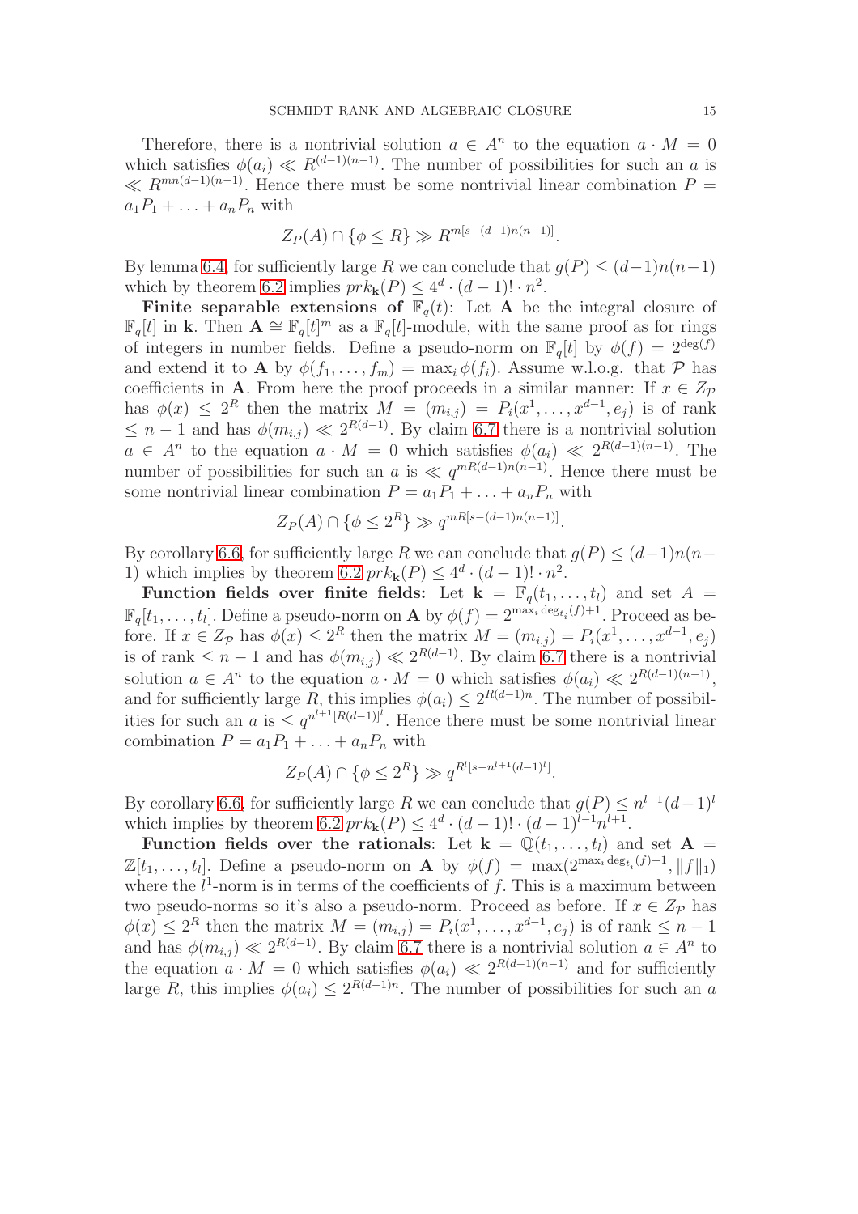Therefore, there is a nontrivial solution $a \in A^n$ to the equation $a \cdot M = 0$ which satisfies $\phi(a_i) \ll R^{(d-1)(n-1)}$. The number of possibilities for such an $a$ is $\ll R^{mn(d-1)(n-1)}$. Hence there must be some nontrivial linear combination $P = a_1 P_1 + \ldots + a_n P_n$ with

$$Z_P(A) \cap \{\phi \leq R\} \gg R^{m[s-(d-1)n(n-1)]}.$$

By lemma 6.4, for sufficiently large $R$ we can conclude that $g(P) \leq (d-1)n(n-1)$ which by theorem 6.2 implies $prk_{\mathbf{k}}(P) \leq 4^d \cdot (d-1)! \cdot n^2$.

**Finite separable extensions of $\mathbb{F}_q(t)$:** Let $\mathbf{A}$ be the integral closure of $\mathbb{F}_q[t]$ in $\mathbf{k}$. Then $\mathbf{A} \cong \mathbb{F}_q[t]^m$ as a $\mathbb{F}_q[t]$-module, with the same proof as for rings of integers in number fields. Define a pseudo-norm on $\mathbb{F}_q[t]$ by $\phi(f) = 2^{\deg(f)}$ and extend it to $\mathbf{A}$ by $\phi(f_1, \ldots, f_m) = \max_i \phi(f_i)$. Assume w.l.o.g. that $\mathcal{P}$ has coefficients in $\mathbf{A}$. From here the proof proceeds in a similar manner: If $x \in Z_{\mathcal{P}}$ has $\phi(x) \leq 2^R$ then the matrix $M = (m_{i,j}) = P_i(x^1, \ldots, x^{d-1}, e_j)$ is of rank $\leq n-1$ and has $\phi(m_{i,j}) \ll 2^{R(d-1)}$. By claim 6.7 there is a nontrivial solution $a \in A^n$ to the equation $a \cdot M = 0$ which satisfies $\phi(a_i) \ll 2^{R(d-1)(n-1)}$. The number of possibilities for such an $a$ is $\ll q^{mR(d-1)n(n-1)}$. Hence there must be some nontrivial linear combination $P = a_1 P_1 + \ldots + a_n P_n$ with

$$Z_P(A) \cap \{\phi \leq 2^R\} \gg q^{mR[s-(d-1)n(n-1)]}.$$

By corollary 6.6, for sufficiently large $R$ we can conclude that $g(P) \leq (d-1)n(n-1)$ which implies by theorem 6.2 $prk_{\mathbf{k}}(P) \leq 4^d \cdot (d-1)! \cdot n^2$.

**Function fields over finite fields:** Let $\mathbf{k} = \mathbb{F}_q(t_1, \ldots, t_l)$ and set $A = \mathbb{F}_q[t_1, \ldots, t_l]$. Define a pseudo-norm on $\mathbf{A}$ by $\phi(f) = 2^{\max_i \deg_{t_i}(f)+1}$. Proceed as before. If $x \in Z_{\mathcal{P}}$ has $\phi(x) \leq 2^R$ then the matrix $M = (m_{i,j}) = P_i(x^1, \ldots, x^{d-1}, e_j)$ is of rank $\leq n-1$ and has $\phi(m_{i,j}) \ll 2^{R(d-1)}$. By claim 6.7 there is a nontrivial solution $a \in A^n$ to the equation $a \cdot M = 0$ which satisfies $\phi(a_i) \ll 2^{R(d-1)(n-1)}$, and for sufficiently large $R$, this implies $\phi(a_i) \leq 2^{R(d-1)n}$. The number of possibilities for such an $a$ is $\leq q^{n^{l+1}[R(d-1)]^l}$. Hence there must be some nontrivial linear combination $P = a_1 P_1 + \ldots + a_n P_n$ with

$$Z_P(A) \cap \{\phi \leq 2^R\} \gg q^{R^l[s-n^{l+1}(d-1)^l]}.$$

By corollary 6.6, for sufficiently large $R$ we can conclude that $g(P) \leq n^{l+1}(d-1)^l$ which implies by theorem 6.2 $prk_{\mathbf{k}}(P) \leq 4^d \cdot (d-1)! \cdot (d-1)^{l-1} n^{l+1}$.

**Function fields over the rationals**: Let $\mathbf{k} = \mathbb{Q}(t_1, \ldots, t_l)$ and set $\mathbf{A} = \mathbb{Z}[t_1, \ldots, t_l]$. Define a pseudo-norm on $\mathbf{A}$ by $\phi(f) = \max(2^{\max_i \deg_{t_i}(f)+1}, \|f\|_1)$ where the $l^1$-norm is in terms of the coefficients of $f$. This is a maximum between two pseudo-norms so it's also a pseudo-norm. Proceed as before. If $x \in Z_{\mathcal{P}}$ has $\phi(x) \leq 2^R$ then the matrix $M = (m_{i,j}) = P_i(x^1, \ldots, x^{d-1}, e_j)$ is of rank $\leq n-1$ and has $\phi(m_{i,j}) \ll 2^{R(d-1)}$. By claim 6.7 there is a nontrivial solution $a \in A^n$ to the equation $a \cdot M = 0$ which satisfies $\phi(a_i) \ll 2^{R(d-1)(n-1)}$ and for sufficiently large $R$, this implies $\phi(a_i) \leq 2^{R(d-1)n}$. The number of possibilities for such an $a$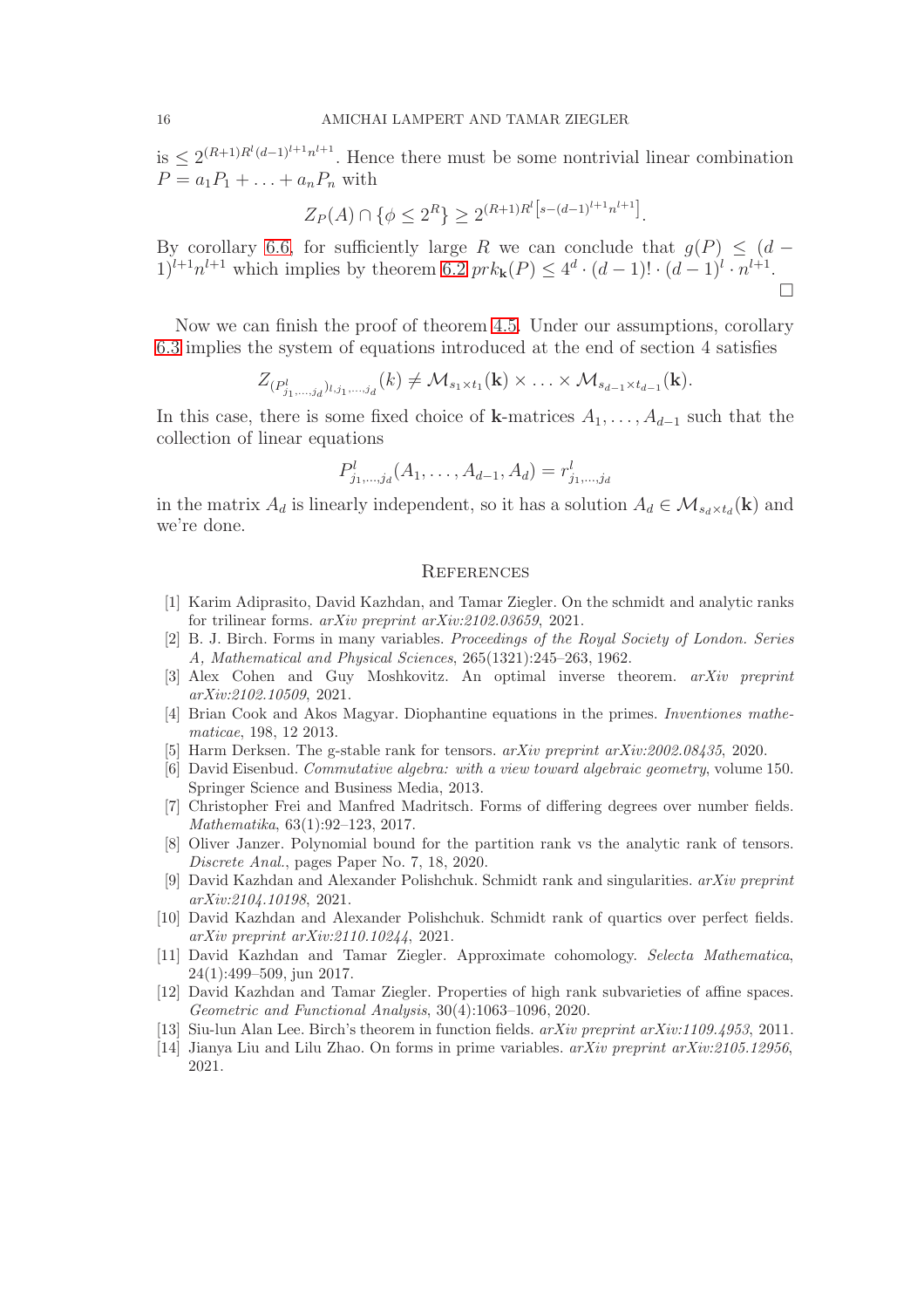is $\leq 2^{(R+1)R^l(d-1)^{l+1}n^{l+1}}$. Hence there must be some nontrivial linear combination $P = a_1P_1 + \ldots + a_nP_n$ with

$$Z_P(A) \cap \{\phi \leq 2^R\} \geq 2^{(R+1)R^l\left[s-(d-1)^{l+1}n^{l+1}\right]}.$$

By corollary 6.6, for sufficiently large $R$ we can conclude that $g(P) \leq (d-1)^{l+1}n^{l+1}$ which implies by theorem 6.2 $prk_{\mathbf{k}}(P) \leq 4^d \cdot (d-1)! \cdot (d-1)^l \cdot n^{l+1}$. □

Now we can finish the proof of theorem 4.5. Under our assumptions, corollary 6.3 implies the system of equations introduced at the end of section 4 satisfies

$$Z_{(P^l_{j_1,\ldots,j_d})_{l,j_1,\ldots,j_d}}(k) \neq \mathcal{M}_{s_1\times t_1}(\mathbf{k}) \times \ldots \times \mathcal{M}_{s_{d-1}\times t_{d-1}}(\mathbf{k}).$$

In this case, there is some fixed choice of $\mathbf{k}$-matrices $A_1, \ldots, A_{d-1}$ such that the collection of linear equations

$$P^l_{j_1,\ldots,j_d}(A_1, \ldots, A_{d-1}, A_d) = r^l_{j_1,\ldots,j_d}$$

in the matrix $A_d$ is linearly independent, so it has a solution $A_d \in \mathcal{M}_{s_d\times t_d}(\mathbf{k})$ and we're done.

## References

[1] Karim Adiprasito, David Kazhdan, and Tamar Ziegler. On the schmidt and analytic ranks for trilinear forms. *arXiv preprint arXiv:2102.03659*, 2021.

[2] B. J. Birch. Forms in many variables. *Proceedings of the Royal Society of London. Series A, Mathematical and Physical Sciences*, 265(1321):245–263, 1962.

[3] Alex Cohen and Guy Moshkovitz. An optimal inverse theorem. *arXiv preprint arXiv:2102.10509*, 2021.

[4] Brian Cook and Akos Magyar. Diophantine equations in the primes. *Inventiones mathematicae*, 198, 12 2013.

[5] Harm Derksen. The g-stable rank for tensors. *arXiv preprint arXiv:2002.08435*, 2020.

[6] David Eisenbud. *Commutative algebra: with a view toward algebraic geometry*, volume 150. Springer Science and Business Media, 2013.

[7] Christopher Frei and Manfred Madritsch. Forms of differing degrees over number fields. *Mathematika*, 63(1):92–123, 2017.

[8] Oliver Janzer. Polynomial bound for the partition rank vs the analytic rank of tensors. *Discrete Anal.*, pages Paper No. 7, 18, 2020.

[9] David Kazhdan and Alexander Polishchuk. Schmidt rank and singularities. *arXiv preprint arXiv:2104.10198*, 2021.

[10] David Kazhdan and Alexander Polishchuk. Schmidt rank of quartics over perfect fields. *arXiv preprint arXiv:2110.10244*, 2021.

[11] David Kazhdan and Tamar Ziegler. Approximate cohomology. *Selecta Mathematica*, 24(1):499–509, jun 2017.

[12] David Kazhdan and Tamar Ziegler. Properties of high rank subvarieties of affine spaces. *Geometric and Functional Analysis*, 30(4):1063–1096, 2020.

[13] Siu-lun Alan Lee. Birch's theorem in function fields. *arXiv preprint arXiv:1109.4953*, 2011.

[14] Jianya Liu and Lilu Zhao. On forms in prime variables. *arXiv preprint arXiv:2105.12956*, 2021.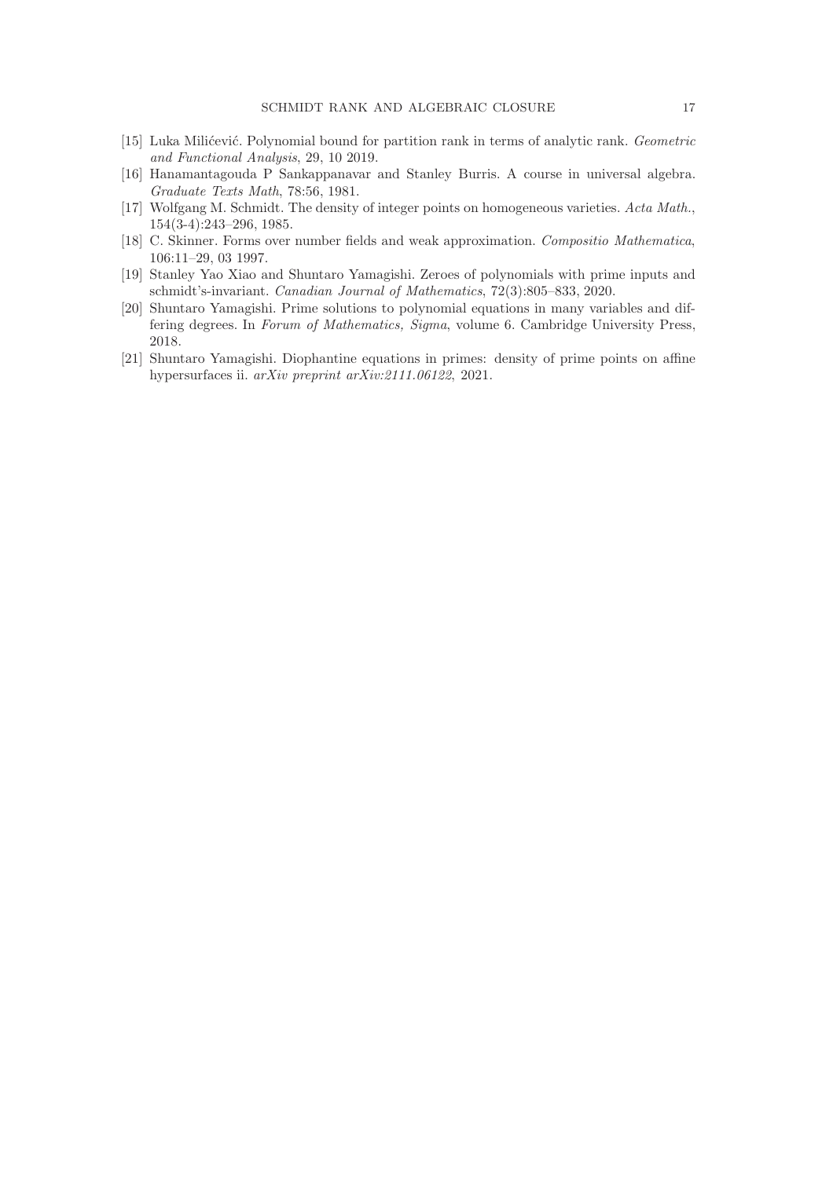[15] Luka Milićević. Polynomial bound for partition rank in terms of analytic rank. *Geometric and Functional Analysis*, 29, 10 2019.

[16] Hanamantagouda P Sankappanavar and Stanley Burris. A course in universal algebra. *Graduate Texts Math*, 78:56, 1981.

[17] Wolfgang M. Schmidt. The density of integer points on homogeneous varieties. *Acta Math.*, 154(3-4):243–296, 1985.

[18] C. Skinner. Forms over number fields and weak approximation. *Compositio Mathematica*, 106:11–29, 03 1997.

[19] Stanley Yao Xiao and Shuntaro Yamagishi. Zeroes of polynomials with prime inputs and schmidt's-invariant. *Canadian Journal of Mathematics*, 72(3):805–833, 2020.

[20] Shuntaro Yamagishi. Prime solutions to polynomial equations in many variables and differing degrees. In *Forum of Mathematics, Sigma*, volume 6. Cambridge University Press, 2018.

[21] Shuntaro Yamagishi. Diophantine equations in primes: density of prime points on affine hypersurfaces ii. *arXiv preprint arXiv:2111.06122*, 2021.